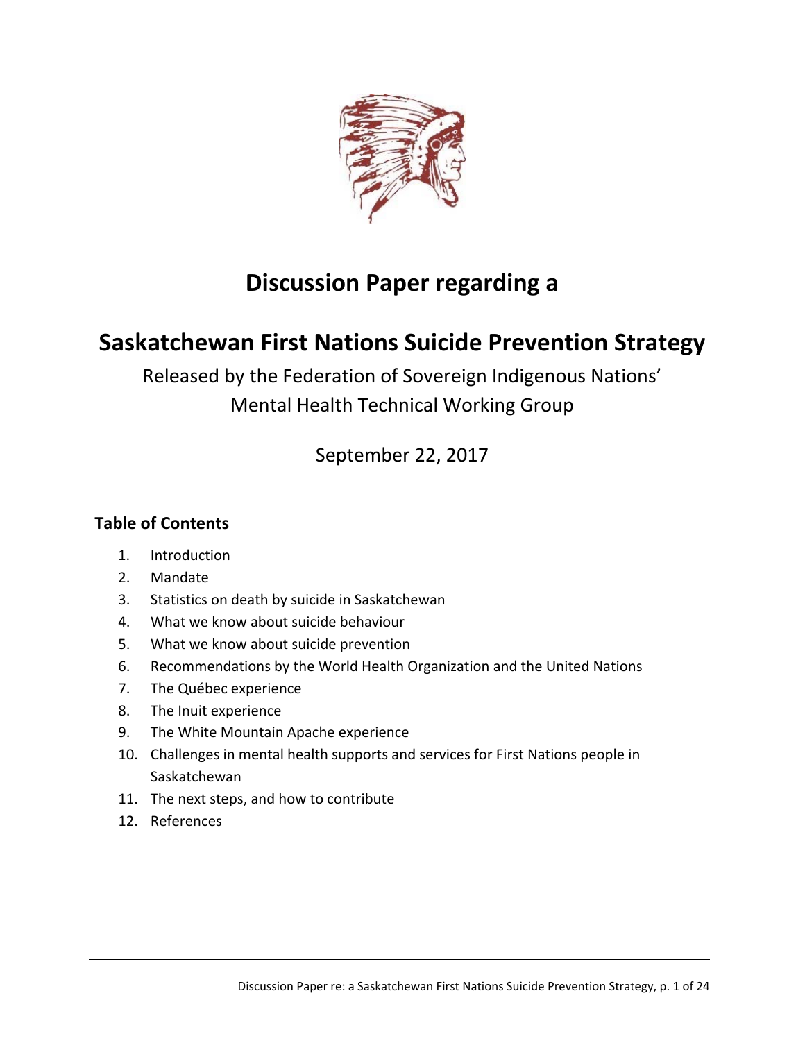# Discussion Paper regarding a

# Saskatchewan First Nations Suicide Prevention Strategy

Released by the Federation of Sovereign Indigenous Nations' Mental Health Technical Working Group

September 22, 2017

## Table of Contents

1. Introduction
2. Mandate
3. Statistics on death by suicide in Saskatchewan
4. What we know about suicide behaviour
5. What we know about suicide prevention
6. Recommendations by the World Health Organization and the United Nations
7. The Québec experience
8. The Inuit experience
9. The White Mountain Apache experience
10. Challenges in mental health supports and services for First Nations people in Saskatchewan
11. The next steps, and how to contribute
12. References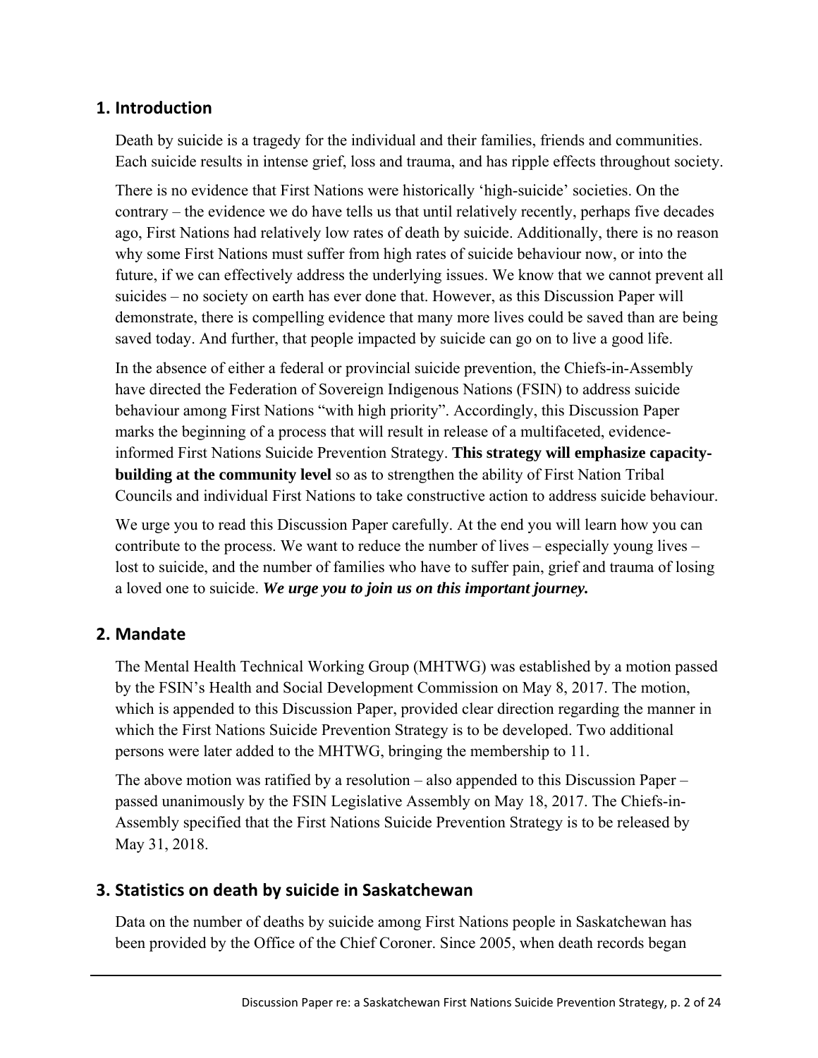## 1. Introduction

Death by suicide is a tragedy for the individual and their families, friends and communities. Each suicide results in intense grief, loss and trauma, and has ripple effects throughout society.

There is no evidence that First Nations were historically 'high-suicide' societies. On the contrary – the evidence we do have tells us that until relatively recently, perhaps five decades ago, First Nations had relatively low rates of death by suicide. Additionally, there is no reason why some First Nations must suffer from high rates of suicide behaviour now, or into the future, if we can effectively address the underlying issues. We know that we cannot prevent all suicides – no society on earth has ever done that. However, as this Discussion Paper will demonstrate, there is compelling evidence that many more lives could be saved than are being saved today. And further, that people impacted by suicide can go on to live a good life.

In the absence of either a federal or provincial suicide prevention, the Chiefs-in-Assembly have directed the Federation of Sovereign Indigenous Nations (FSIN) to address suicide behaviour among First Nations "with high priority". Accordingly, this Discussion Paper marks the beginning of a process that will result in release of a multifaceted, evidence-informed First Nations Suicide Prevention Strategy. **This strategy will emphasize capacity-building at the community level** so as to strengthen the ability of First Nation Tribal Councils and individual First Nations to take constructive action to address suicide behaviour.

We urge you to read this Discussion Paper carefully. At the end you will learn how you can contribute to the process. We want to reduce the number of lives – especially young lives – lost to suicide, and the number of families who have to suffer pain, grief and trauma of losing a loved one to suicide. ***We urge you to join us on this important journey.***

## 2. Mandate

The Mental Health Technical Working Group (MHTWG) was established by a motion passed by the FSIN's Health and Social Development Commission on May 8, 2017. The motion, which is appended to this Discussion Paper, provided clear direction regarding the manner in which the First Nations Suicide Prevention Strategy is to be developed. Two additional persons were later added to the MHTWG, bringing the membership to 11.

The above motion was ratified by a resolution – also appended to this Discussion Paper – passed unanimously by the FSIN Legislative Assembly on May 18, 2017. The Chiefs-in-Assembly specified that the First Nations Suicide Prevention Strategy is to be released by May 31, 2018.

## 3. Statistics on death by suicide in Saskatchewan

Data on the number of deaths by suicide among First Nations people in Saskatchewan has been provided by the Office of the Chief Coroner. Since 2005, when death records began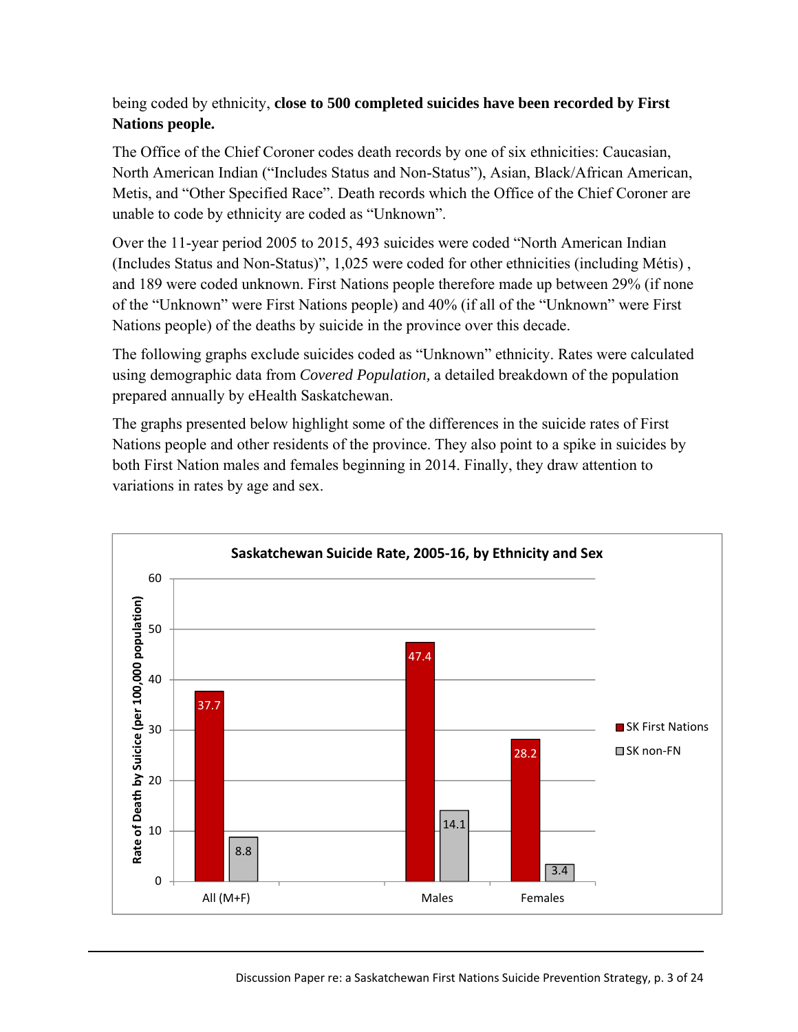being coded by ethnicity, **close to 500 completed suicides have been recorded by First Nations people.**

The Office of the Chief Coroner codes death records by one of six ethnicities: Caucasian, North American Indian ("Includes Status and Non-Status"), Asian, Black/African American, Metis, and "Other Specified Race". Death records which the Office of the Chief Coroner are unable to code by ethnicity are coded as "Unknown".

Over the 11-year period 2005 to 2015, 493 suicides were coded "North American Indian (Includes Status and Non-Status)", 1,025 were coded for other ethnicities (including Métis) , and 189 were coded unknown. First Nations people therefore made up between 29% (if none of the "Unknown" were First Nations people) and 40% (if all of the "Unknown" were First Nations people) of the deaths by suicide in the province over this decade.

The following graphs exclude suicides coded as "Unknown" ethnicity. Rates were calculated using demographic data from *Covered Population,* a detailed breakdown of the population prepared annually by eHealth Saskatchewan.

The graphs presented below highlight some of the differences in the suicide rates of First Nations people and other residents of the province. They also point to a spike in suicides by both First Nation males and females beginning in 2014. Finally, they draw attention to variations in rates by age and sex.

**Saskatchewan Suicide Rate, 2005-16, by Ethnicity and Sex**

Rate of Death by Suicide (per 100,000 population)

| | SK First Nations | SK non-FN |
|---|---|---|
| All (M+F) | 37.7 | 8.8 |
| Males | 47.4 | 14.1 |
| Females | 28.2 | 3.4 |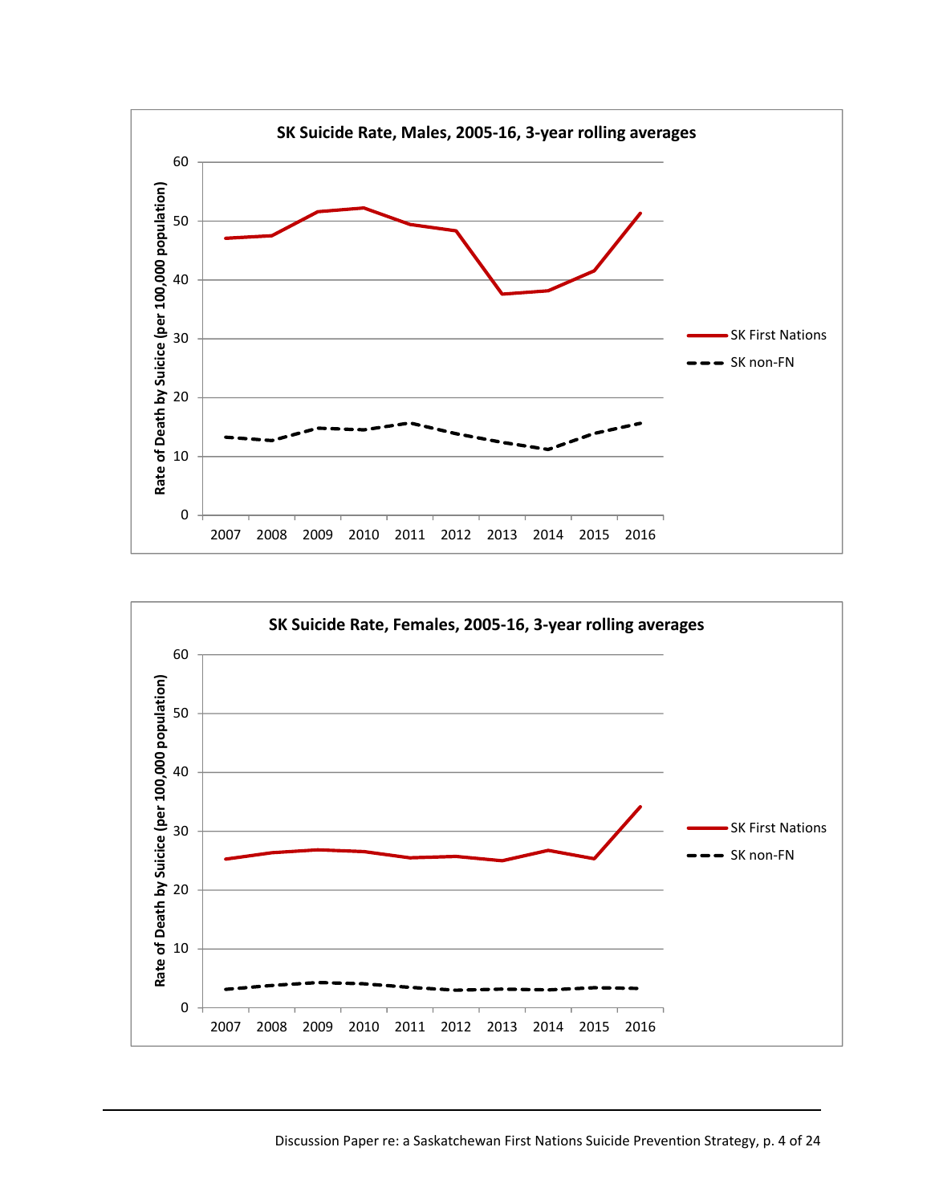**SK Suicide Rate, Males, 2005-16, 3-year rolling averages**

Rate of Death by Suicide (per 100,000 population)

60
50
40
30
20
10
0

2007 2008 2009 2010 2011 2012 2013 2014 2015 2016

SK First Nations

SK non-FN

**SK Suicide Rate, Females, 2005-16, 3-year rolling averages**

Rate of Death by Suicide (per 100,000 population)

60
50
40
30
20
10
0

2007 2008 2009 2010 2011 2012 2013 2014 2015 2016

SK First Nations

SK non-FN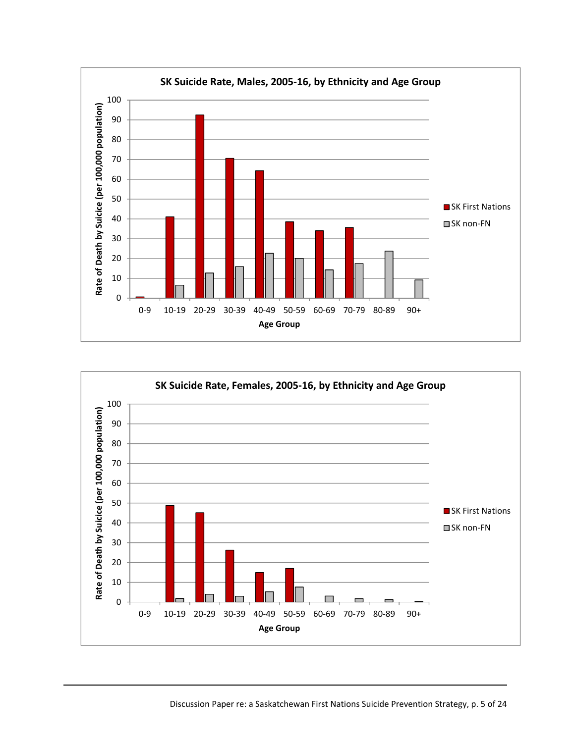**SK Suicide Rate, Males, 2005-16, by Ethnicity and Age Group**

Rate of Death by Suicide (per 100,000 population)

0, 10, 20, 30, 40, 50, 60, 70, 80, 90, 100

0-9, 10-19, 20-29, 30-39, 40-49, 50-59, 60-69, 70-79, 80-89, 90+

Age Group

- SK First Nations
- SK non-FN

**SK Suicide Rate, Females, 2005-16, by Ethnicity and Age Group**

Rate of Death by Suicide (per 100,000 population)

0, 10, 20, 30, 40, 50, 60, 70, 80, 90, 100

0-9, 10-19, 20-29, 30-39, 40-49, 50-59, 60-69, 70-79, 80-89, 90+

Age Group

- SK First Nations
- SK non-FN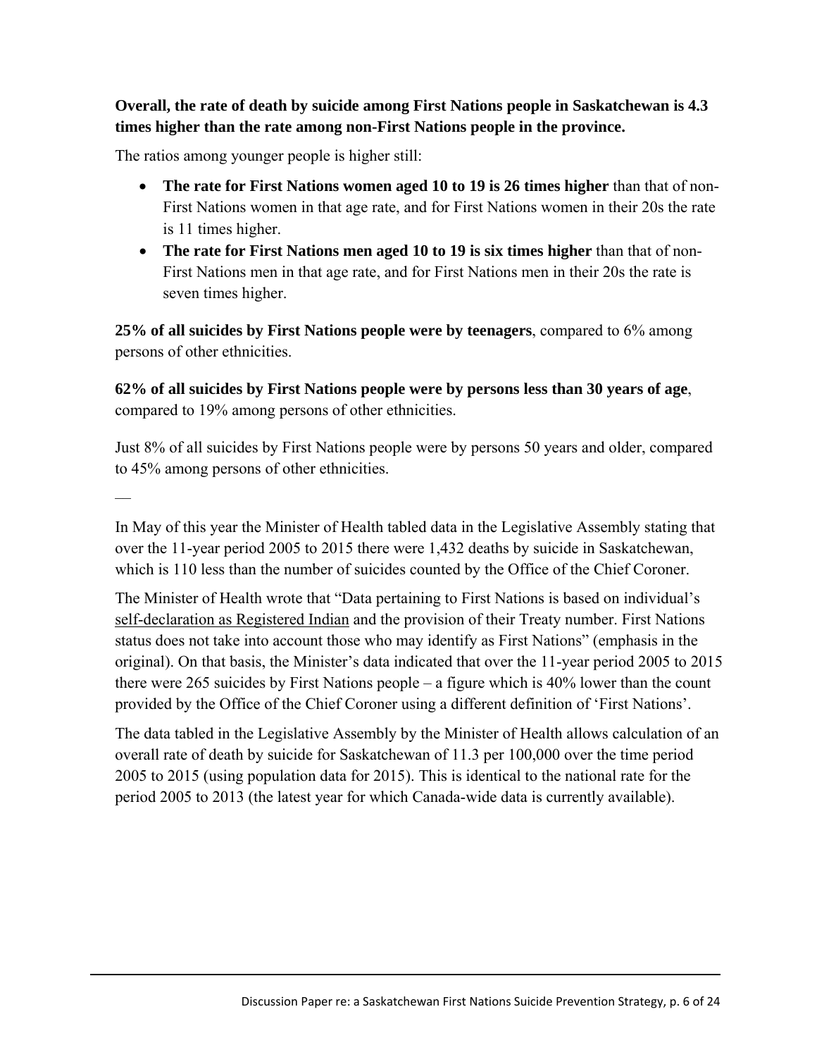**Overall, the rate of death by suicide among First Nations people in Saskatchewan is 4.3 times higher than the rate among non-First Nations people in the province.**

The ratios among younger people is higher still:

- **The rate for First Nations women aged 10 to 19 is 26 times higher** than that of non-First Nations women in that age rate, and for First Nations women in their 20s the rate is 11 times higher.
- **The rate for First Nations men aged 10 to 19 is six times higher** than that of non-First Nations men in that age rate, and for First Nations men in their 20s the rate is seven times higher.

**25% of all suicides by First Nations people were by teenagers**, compared to 6% among persons of other ethnicities.

**62% of all suicides by First Nations people were by persons less than 30 years of age**, compared to 19% among persons of other ethnicities.

Just 8% of all suicides by First Nations people were by persons 50 years and older, compared to 45% among persons of other ethnicities.

—

In May of this year the Minister of Health tabled data in the Legislative Assembly stating that over the 11-year period 2005 to 2015 there were 1,432 deaths by suicide in Saskatchewan, which is 110 less than the number of suicides counted by the Office of the Chief Coroner.

The Minister of Health wrote that "Data pertaining to First Nations is based on individual's <u>self-declaration as Registered Indian</u> and the provision of their Treaty number. First Nations status does not take into account those who may identify as First Nations" (emphasis in the original). On that basis, the Minister's data indicated that over the 11-year period 2005 to 2015 there were 265 suicides by First Nations people – a figure which is 40% lower than the count provided by the Office of the Chief Coroner using a different definition of 'First Nations'.

The data tabled in the Legislative Assembly by the Minister of Health allows calculation of an overall rate of death by suicide for Saskatchewan of 11.3 per 100,000 over the time period 2005 to 2015 (using population data for 2015). This is identical to the national rate for the period 2005 to 2013 (the latest year for which Canada-wide data is currently available).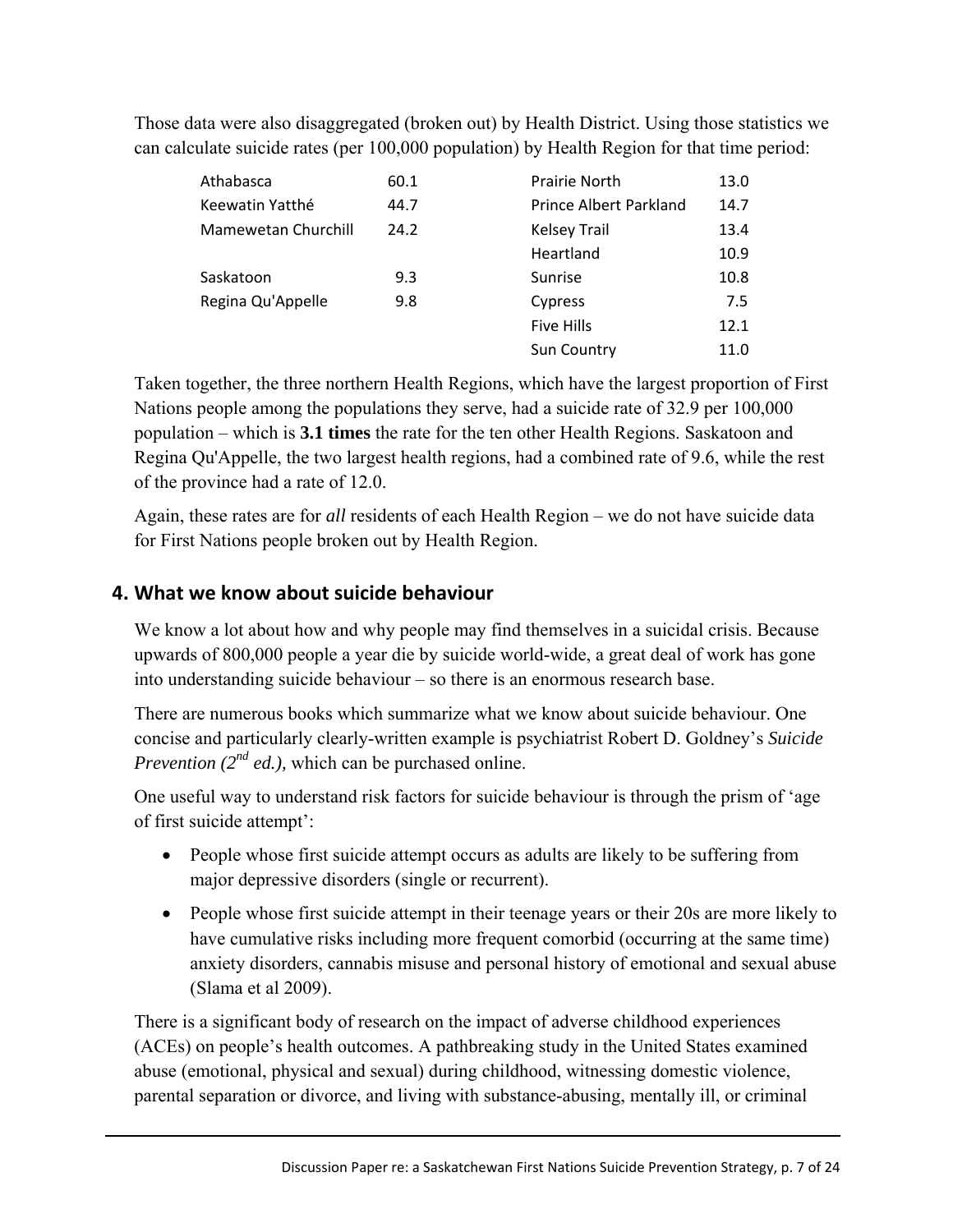Those data were also disaggregated (broken out) by Health District. Using those statistics we can calculate suicide rates (per 100,000 population) by Health Region for that time period:

| Health Region | Rate | Health Region | Rate |
|---|---|---|---|
| Athabasca | 60.1 | Prairie North | 13.0 |
| Keewatin Yatthé | 44.7 | Prince Albert Parkland | 14.7 |
| Mamewetan Churchill | 24.2 | Kelsey Trail | 13.4 |
| | | Heartland | 10.9 |
| Saskatoon | 9.3 | Sunrise | 10.8 |
| Regina Qu'Appelle | 9.8 | Cypress | 7.5 |
| | | Five Hills | 12.1 |
| | | Sun Country | 11.0 |

Taken together, the three northern Health Regions, which have the largest proportion of First Nations people among the populations they serve, had a suicide rate of 32.9 per 100,000 population – which is **3.1 times** the rate for the ten other Health Regions. Saskatoon and Regina Qu'Appelle, the two largest health regions, had a combined rate of 9.6, while the rest of the province had a rate of 12.0.

Again, these rates are for *all* residents of each Health Region – we do not have suicide data for First Nations people broken out by Health Region.

## 4. What we know about suicide behaviour

We know a lot about how and why people may find themselves in a suicidal crisis. Because upwards of 800,000 people a year die by suicide world-wide, a great deal of work has gone into understanding suicide behaviour – so there is an enormous research base.

There are numerous books which summarize what we know about suicide behaviour. One concise and particularly clearly-written example is psychiatrist Robert D. Goldney's *Suicide Prevention (2nd ed.),* which can be purchased online.

One useful way to understand risk factors for suicide behaviour is through the prism of 'age of first suicide attempt':

- People whose first suicide attempt occurs as adults are likely to be suffering from major depressive disorders (single or recurrent).
- People whose first suicide attempt in their teenage years or their 20s are more likely to have cumulative risks including more frequent comorbid (occurring at the same time) anxiety disorders, cannabis misuse and personal history of emotional and sexual abuse (Slama et al 2009).

There is a significant body of research on the impact of adverse childhood experiences (ACEs) on people's health outcomes. A pathbreaking study in the United States examined abuse (emotional, physical and sexual) during childhood, witnessing domestic violence, parental separation or divorce, and living with substance-abusing, mentally ill, or criminal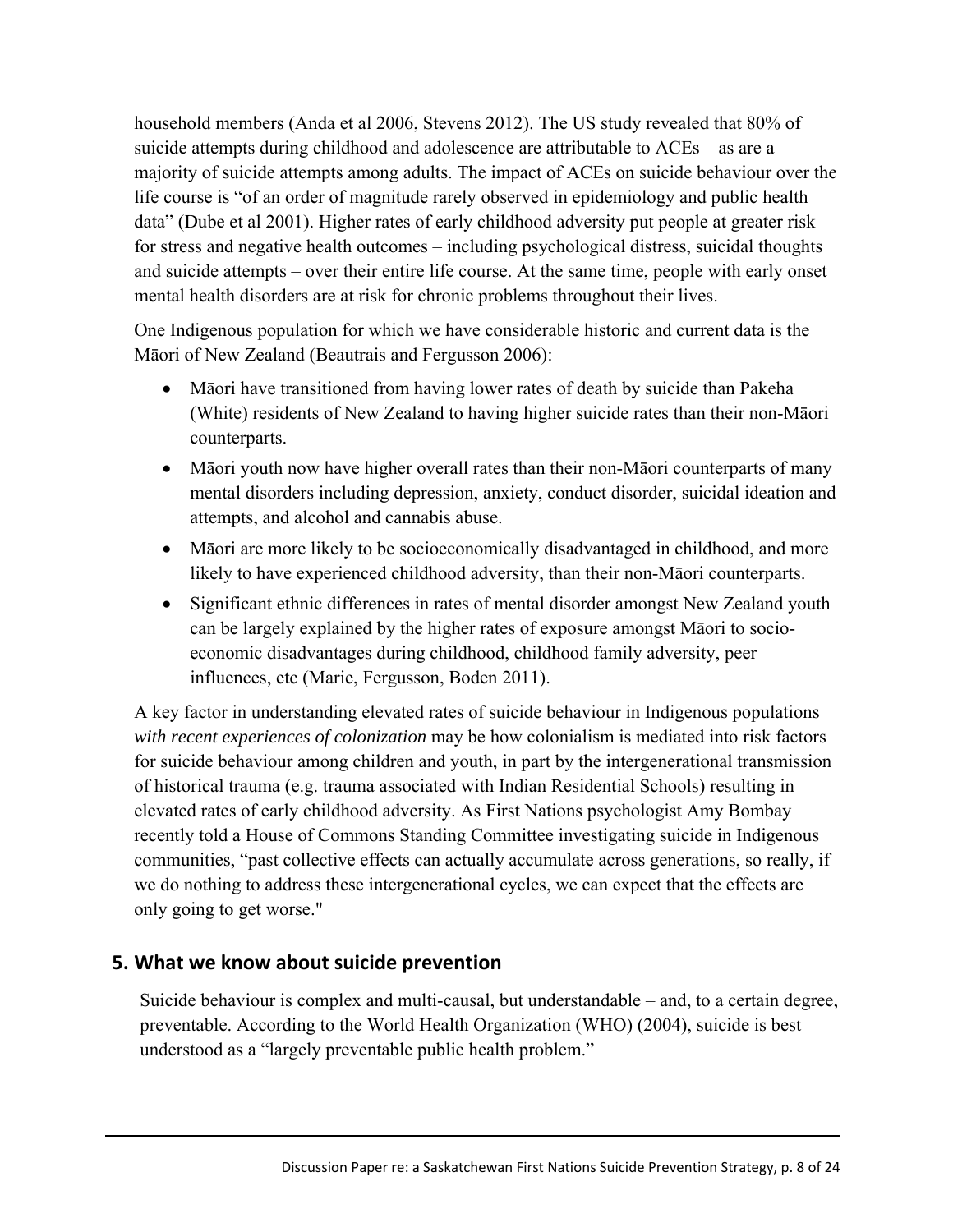household members (Anda et al 2006, Stevens 2012). The US study revealed that 80% of suicide attempts during childhood and adolescence are attributable to ACEs – as are a majority of suicide attempts among adults. The impact of ACEs on suicide behaviour over the life course is "of an order of magnitude rarely observed in epidemiology and public health data" (Dube et al 2001). Higher rates of early childhood adversity put people at greater risk for stress and negative health outcomes – including psychological distress, suicidal thoughts and suicide attempts – over their entire life course. At the same time, people with early onset mental health disorders are at risk for chronic problems throughout their lives.

One Indigenous population for which we have considerable historic and current data is the Māori of New Zealand (Beautrais and Fergusson 2006):

- Māori have transitioned from having lower rates of death by suicide than Pakeha (White) residents of New Zealand to having higher suicide rates than their non-Māori counterparts.
- Māori youth now have higher overall rates than their non-Māori counterparts of many mental disorders including depression, anxiety, conduct disorder, suicidal ideation and attempts, and alcohol and cannabis abuse.
- Māori are more likely to be socioeconomically disadvantaged in childhood, and more likely to have experienced childhood adversity, than their non-Māori counterparts.
- Significant ethnic differences in rates of mental disorder amongst New Zealand youth can be largely explained by the higher rates of exposure amongst Māori to socio-economic disadvantages during childhood, childhood family adversity, peer influences, etc (Marie, Fergusson, Boden 2011).

A key factor in understanding elevated rates of suicide behaviour in Indigenous populations *with recent experiences of colonization* may be how colonialism is mediated into risk factors for suicide behaviour among children and youth, in part by the intergenerational transmission of historical trauma (e.g. trauma associated with Indian Residential Schools) resulting in elevated rates of early childhood adversity. As First Nations psychologist Amy Bombay recently told a House of Commons Standing Committee investigating suicide in Indigenous communities, "past collective effects can actually accumulate across generations, so really, if we do nothing to address these intergenerational cycles, we can expect that the effects are only going to get worse."

## 5. What we know about suicide prevention

Suicide behaviour is complex and multi-causal, but understandable – and, to a certain degree, preventable. According to the World Health Organization (WHO) (2004), suicide is best understood as a "largely preventable public health problem."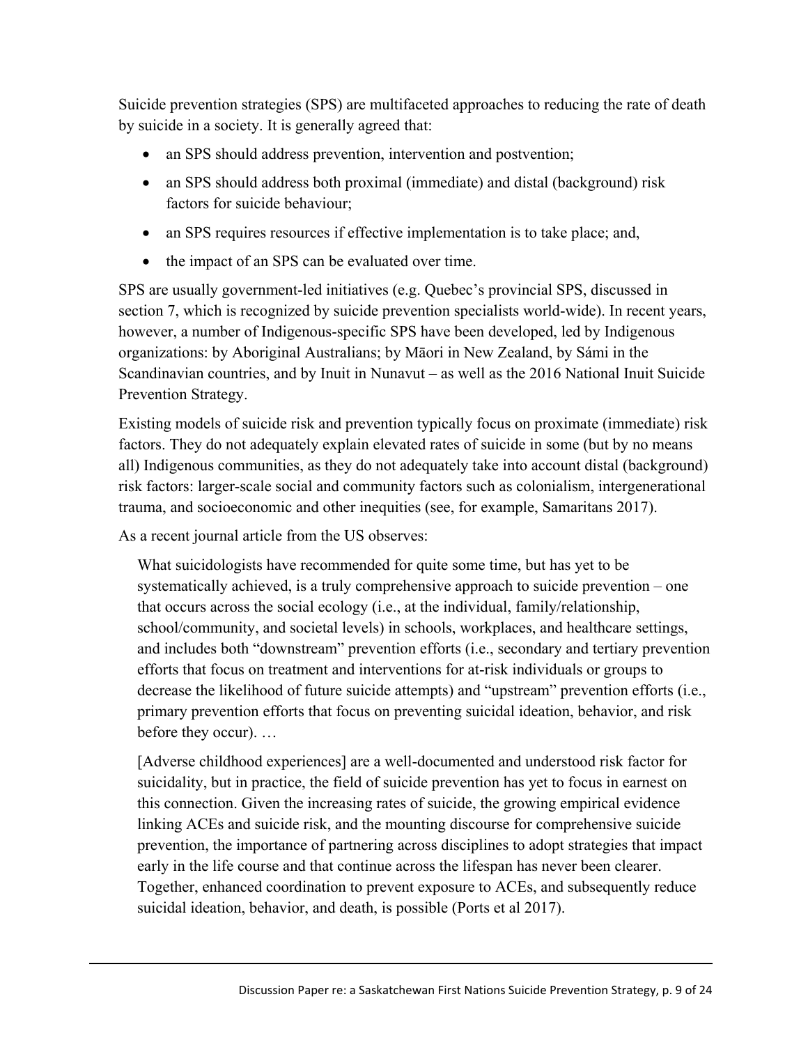Suicide prevention strategies (SPS) are multifaceted approaches to reducing the rate of death by suicide in a society. It is generally agreed that:

- an SPS should address prevention, intervention and postvention;
- an SPS should address both proximal (immediate) and distal (background) risk factors for suicide behaviour;
- an SPS requires resources if effective implementation is to take place; and,
- the impact of an SPS can be evaluated over time.

SPS are usually government-led initiatives (e.g. Quebec's provincial SPS, discussed in section 7, which is recognized by suicide prevention specialists world-wide). In recent years, however, a number of Indigenous-specific SPS have been developed, led by Indigenous organizations: by Aboriginal Australians; by Māori in New Zealand, by Sámi in the Scandinavian countries, and by Inuit in Nunavut – as well as the 2016 National Inuit Suicide Prevention Strategy.

Existing models of suicide risk and prevention typically focus on proximate (immediate) risk factors. They do not adequately explain elevated rates of suicide in some (but by no means all) Indigenous communities, as they do not adequately take into account distal (background) risk factors: larger-scale social and community factors such as colonialism, intergenerational trauma, and socioeconomic and other inequities (see, for example, Samaritans 2017).

As a recent journal article from the US observes:

> What suicidologists have recommended for quite some time, but has yet to be systematically achieved, is a truly comprehensive approach to suicide prevention – one that occurs across the social ecology (i.e., at the individual, family/relationship, school/community, and societal levels) in schools, workplaces, and healthcare settings, and includes both "downstream" prevention efforts (i.e., secondary and tertiary prevention efforts that focus on treatment and interventions for at-risk individuals or groups to decrease the likelihood of future suicide attempts) and "upstream" prevention efforts (i.e., primary prevention efforts that focus on preventing suicidal ideation, behavior, and risk before they occur). …
>
> [Adverse childhood experiences] are a well-documented and understood risk factor for suicidality, but in practice, the field of suicide prevention has yet to focus in earnest on this connection. Given the increasing rates of suicide, the growing empirical evidence linking ACEs and suicide risk, and the mounting discourse for comprehensive suicide prevention, the importance of partnering across disciplines to adopt strategies that impact early in the life course and that continue across the lifespan has never been clearer. Together, enhanced coordination to prevent exposure to ACEs, and subsequently reduce suicidal ideation, behavior, and death, is possible (Ports et al 2017).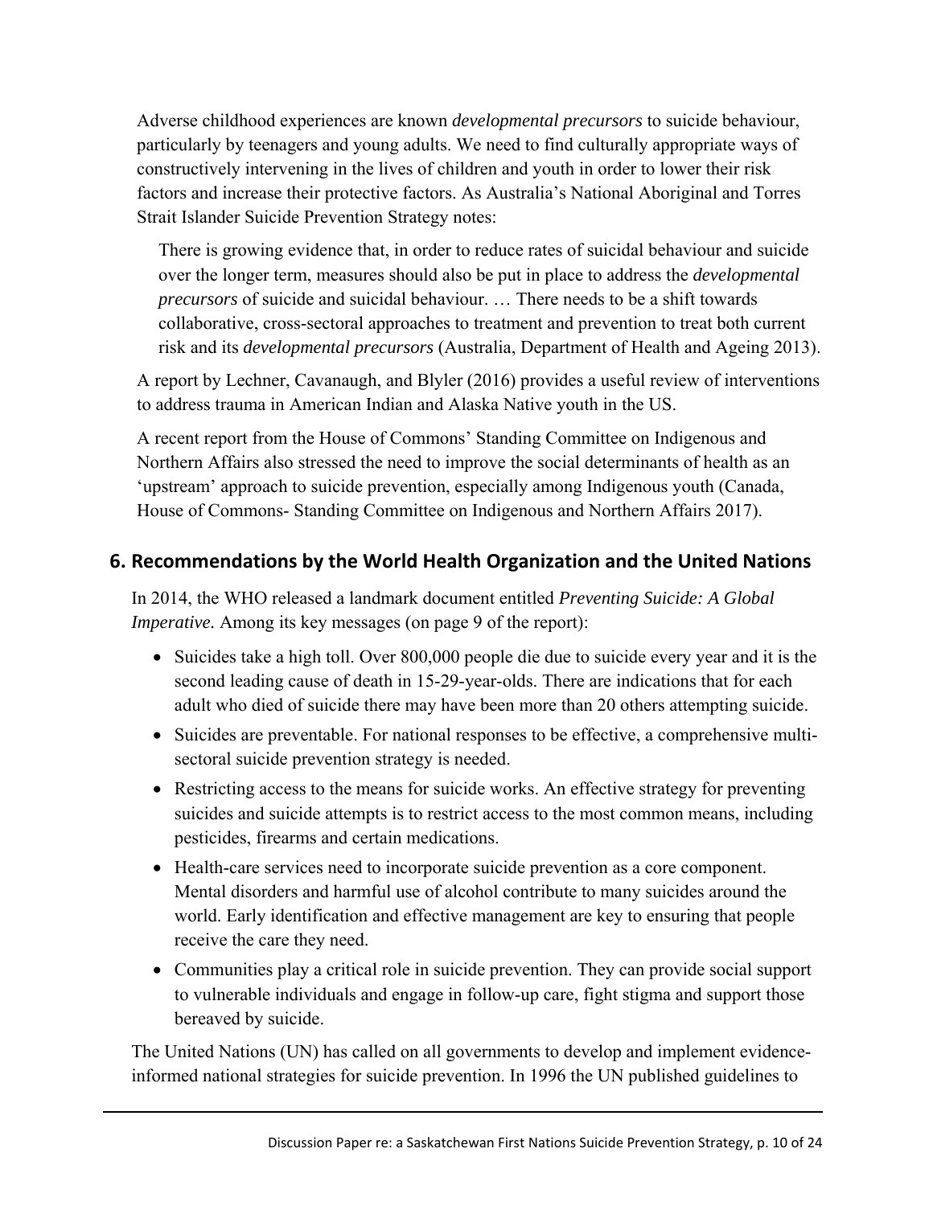Adverse childhood experiences are known *developmental precursors* to suicide behaviour, particularly by teenagers and young adults. We need to find culturally appropriate ways of constructively intervening in the lives of children and youth in order to lower their risk factors and increase their protective factors. As Australia's National Aboriginal and Torres Strait Islander Suicide Prevention Strategy notes:

> There is growing evidence that, in order to reduce rates of suicidal behaviour and suicide over the longer term, measures should also be put in place to address the *developmental precursors* of suicide and suicidal behaviour. … There needs to be a shift towards collaborative, cross-sectoral approaches to treatment and prevention to treat both current risk and its *developmental precursors* (Australia, Department of Health and Ageing 2013).

A report by Lechner, Cavanaugh, and Blyler (2016) provides a useful review of interventions to address trauma in American Indian and Alaska Native youth in the US.

A recent report from the House of Commons' Standing Committee on Indigenous and Northern Affairs also stressed the need to improve the social determinants of health as an 'upstream' approach to suicide prevention, especially among Indigenous youth (Canada, House of Commons- Standing Committee on Indigenous and Northern Affairs 2017).

## 6. Recommendations by the World Health Organization and the United Nations

In 2014, the WHO released a landmark document entitled *Preventing Suicide: A Global Imperative.* Among its key messages (on page 9 of the report):

- Suicides take a high toll. Over 800,000 people die due to suicide every year and it is the second leading cause of death in 15-29-year-olds. There are indications that for each adult who died of suicide there may have been more than 20 others attempting suicide.
- Suicides are preventable. For national responses to be effective, a comprehensive multi-sectoral suicide prevention strategy is needed.
- Restricting access to the means for suicide works. An effective strategy for preventing suicides and suicide attempts is to restrict access to the most common means, including pesticides, firearms and certain medications.
- Health-care services need to incorporate suicide prevention as a core component. Mental disorders and harmful use of alcohol contribute to many suicides around the world. Early identification and effective management are key to ensuring that people receive the care they need.
- Communities play a critical role in suicide prevention. They can provide social support to vulnerable individuals and engage in follow-up care, fight stigma and support those bereaved by suicide.

The United Nations (UN) has called on all governments to develop and implement evidence-informed national strategies for suicide prevention. In 1996 the UN published guidelines to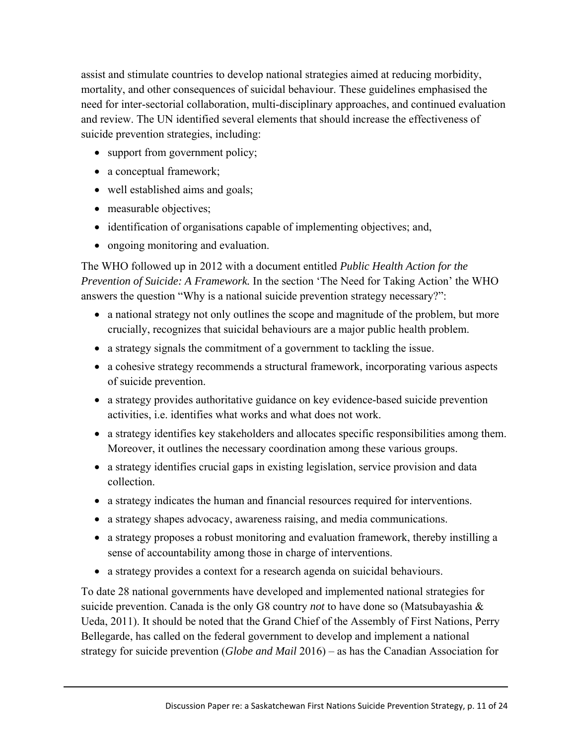assist and stimulate countries to develop national strategies aimed at reducing morbidity, mortality, and other consequences of suicidal behaviour. These guidelines emphasised the need for inter-sectorial collaboration, multi-disciplinary approaches, and continued evaluation and review. The UN identified several elements that should increase the effectiveness of suicide prevention strategies, including:

- support from government policy;
- a conceptual framework;
- well established aims and goals;
- measurable objectives;
- identification of organisations capable of implementing objectives; and,
- ongoing monitoring and evaluation.

The WHO followed up in 2012 with a document entitled *Public Health Action for the Prevention of Suicide: A Framework.* In the section 'The Need for Taking Action' the WHO answers the question "Why is a national suicide prevention strategy necessary?":

- a national strategy not only outlines the scope and magnitude of the problem, but more crucially, recognizes that suicidal behaviours are a major public health problem.
- a strategy signals the commitment of a government to tackling the issue.
- a cohesive strategy recommends a structural framework, incorporating various aspects of suicide prevention.
- a strategy provides authoritative guidance on key evidence-based suicide prevention activities, i.e. identifies what works and what does not work.
- a strategy identifies key stakeholders and allocates specific responsibilities among them. Moreover, it outlines the necessary coordination among these various groups.
- a strategy identifies crucial gaps in existing legislation, service provision and data collection.
- a strategy indicates the human and financial resources required for interventions.
- a strategy shapes advocacy, awareness raising, and media communications.
- a strategy proposes a robust monitoring and evaluation framework, thereby instilling a sense of accountability among those in charge of interventions.
- a strategy provides a context for a research agenda on suicidal behaviours.

To date 28 national governments have developed and implemented national strategies for suicide prevention. Canada is the only G8 country *not* to have done so (Matsubayashia & Ueda, 2011). It should be noted that the Grand Chief of the Assembly of First Nations, Perry Bellegarde, has called on the federal government to develop and implement a national strategy for suicide prevention (*Globe and Mail* 2016) – as has the Canadian Association for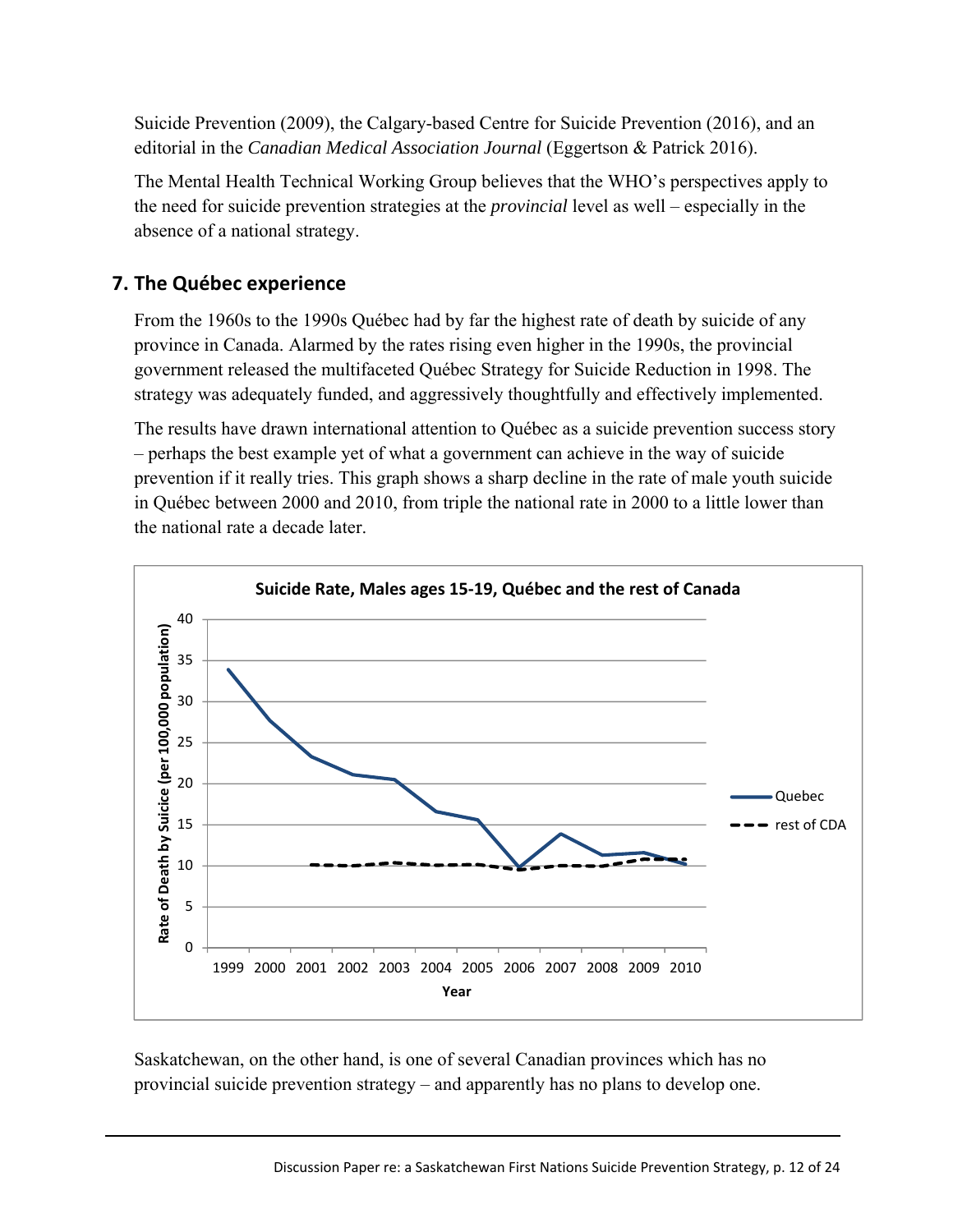Suicide Prevention (2009), the Calgary-based Centre for Suicide Prevention (2016), and an editorial in the *Canadian Medical Association Journal* (Eggertson & Patrick 2016).

The Mental Health Technical Working Group believes that the WHO's perspectives apply to the need for suicide prevention strategies at the *provincial* level as well – especially in the absence of a national strategy.

## 7. The Québec experience

From the 1960s to the 1990s Québec had by far the highest rate of death by suicide of any province in Canada. Alarmed by the rates rising even higher in the 1990s, the provincial government released the multifaceted Québec Strategy for Suicide Reduction in 1998. The strategy was adequately funded, and aggressively thoughtfully and effectively implemented.

The results have drawn international attention to Québec as a suicide prevention success story – perhaps the best example yet of what a government can achieve in the way of suicide prevention if it really tries. This graph shows a sharp decline in the rate of male youth suicide in Québec between 2000 and 2010, from triple the national rate in 2000 to a little lower than the national rate a decade later.

**Suicide Rate, Males ages 15-19, Québec and the rest of Canada**

Saskatchewan, on the other hand, is one of several Canadian provinces which has no provincial suicide prevention strategy – and apparently has no plans to develop one.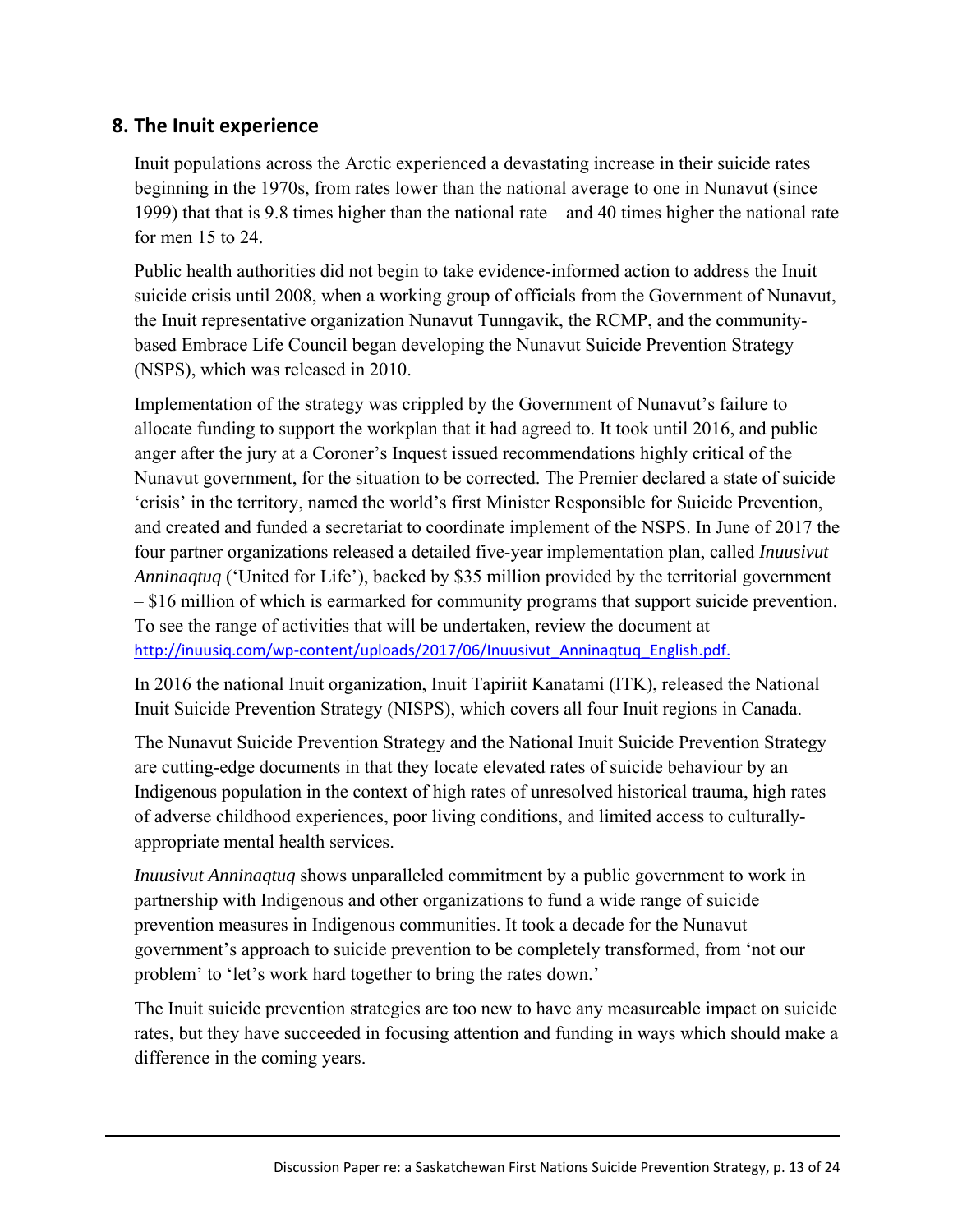## 8. The Inuit experience

Inuit populations across the Arctic experienced a devastating increase in their suicide rates beginning in the 1970s, from rates lower than the national average to one in Nunavut (since 1999) that that is 9.8 times higher than the national rate – and 40 times higher the national rate for men 15 to 24.

Public health authorities did not begin to take evidence-informed action to address the Inuit suicide crisis until 2008, when a working group of officials from the Government of Nunavut, the Inuit representative organization Nunavut Tunngavik, the RCMP, and the community-based Embrace Life Council began developing the Nunavut Suicide Prevention Strategy (NSPS), which was released in 2010.

Implementation of the strategy was crippled by the Government of Nunavut's failure to allocate funding to support the workplan that it had agreed to. It took until 2016, and public anger after the jury at a Coroner's Inquest issued recommendations highly critical of the Nunavut government, for the situation to be corrected. The Premier declared a state of suicide 'crisis' in the territory, named the world's first Minister Responsible for Suicide Prevention, and created and funded a secretariat to coordinate implement of the NSPS. In June of 2017 the four partner organizations released a detailed five-year implementation plan, called *Inuusivut Anninaqtuq* ('United for Life'), backed by $35 million provided by the territorial government – $16 million of which is earmarked for community programs that support suicide prevention. To see the range of activities that will be undertaken, review the document at http://inuusiq.com/wp-content/uploads/2017/06/Inuusivut_Anninaqtuq_English.pdf.

In 2016 the national Inuit organization, Inuit Tapiriit Kanatami (ITK), released the National Inuit Suicide Prevention Strategy (NISPS), which covers all four Inuit regions in Canada.

The Nunavut Suicide Prevention Strategy and the National Inuit Suicide Prevention Strategy are cutting-edge documents in that they locate elevated rates of suicide behaviour by an Indigenous population in the context of high rates of unresolved historical trauma, high rates of adverse childhood experiences, poor living conditions, and limited access to culturally-appropriate mental health services.

*Inuusivut Anninaqtuq* shows unparalleled commitment by a public government to work in partnership with Indigenous and other organizations to fund a wide range of suicide prevention measures in Indigenous communities. It took a decade for the Nunavut government's approach to suicide prevention to be completely transformed, from 'not our problem' to 'let's work hard together to bring the rates down.'

The Inuit suicide prevention strategies are too new to have any measureable impact on suicide rates, but they have succeeded in focusing attention and funding in ways which should make a difference in the coming years.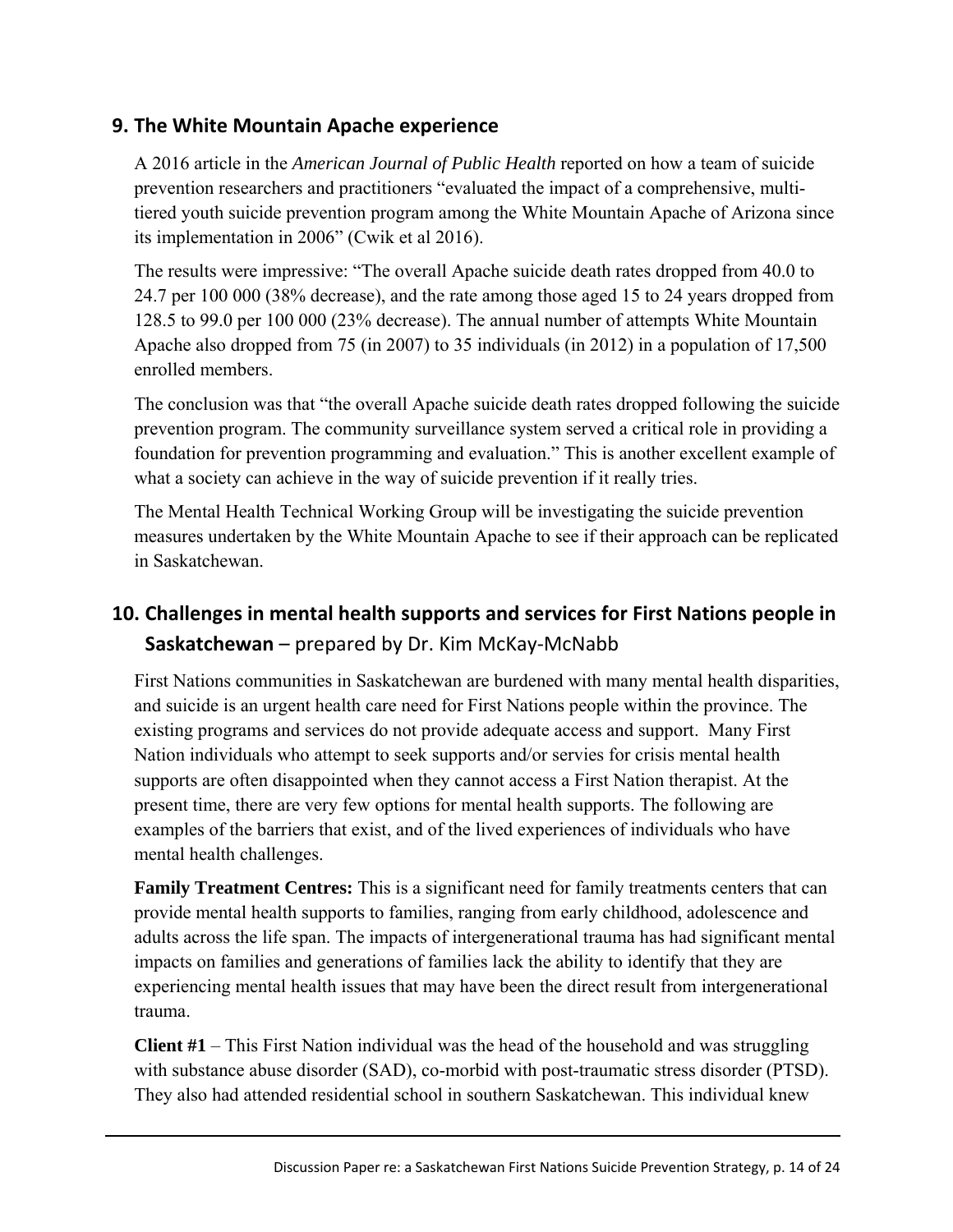## 9. The White Mountain Apache experience

A 2016 article in the *American Journal of Public Health* reported on how a team of suicide prevention researchers and practitioners "evaluated the impact of a comprehensive, multi-tiered youth suicide prevention program among the White Mountain Apache of Arizona since its implementation in 2006" (Cwik et al 2016).

The results were impressive: "The overall Apache suicide death rates dropped from 40.0 to 24.7 per 100 000 (38% decrease), and the rate among those aged 15 to 24 years dropped from 128.5 to 99.0 per 100 000 (23% decrease). The annual number of attempts White Mountain Apache also dropped from 75 (in 2007) to 35 individuals (in 2012) in a population of 17,500 enrolled members.

The conclusion was that "the overall Apache suicide death rates dropped following the suicide prevention program. The community surveillance system served a critical role in providing a foundation for prevention programming and evaluation." This is another excellent example of what a society can achieve in the way of suicide prevention if it really tries.

The Mental Health Technical Working Group will be investigating the suicide prevention measures undertaken by the White Mountain Apache to see if their approach can be replicated in Saskatchewan.

## 10. Challenges in mental health supports and services for First Nations people in Saskatchewan – prepared by Dr. Kim McKay-McNabb

First Nations communities in Saskatchewan are burdened with many mental health disparities, and suicide is an urgent health care need for First Nations people within the province. The existing programs and services do not provide adequate access and support. Many First Nation individuals who attempt to seek supports and/or servies for crisis mental health supports are often disappointed when they cannot access a First Nation therapist. At the present time, there are very few options for mental health supports. The following are examples of the barriers that exist, and of the lived experiences of individuals who have mental health challenges.

**Family Treatment Centres:** This is a significant need for family treatments centers that can provide mental health supports to families, ranging from early childhood, adolescence and adults across the life span. The impacts of intergenerational trauma has had significant mental impacts on families and generations of families lack the ability to identify that they are experiencing mental health issues that may have been the direct result from intergenerational trauma.

**Client #1** – This First Nation individual was the head of the household and was struggling with substance abuse disorder (SAD), co-morbid with post-traumatic stress disorder (PTSD). They also had attended residential school in southern Saskatchewan. This individual knew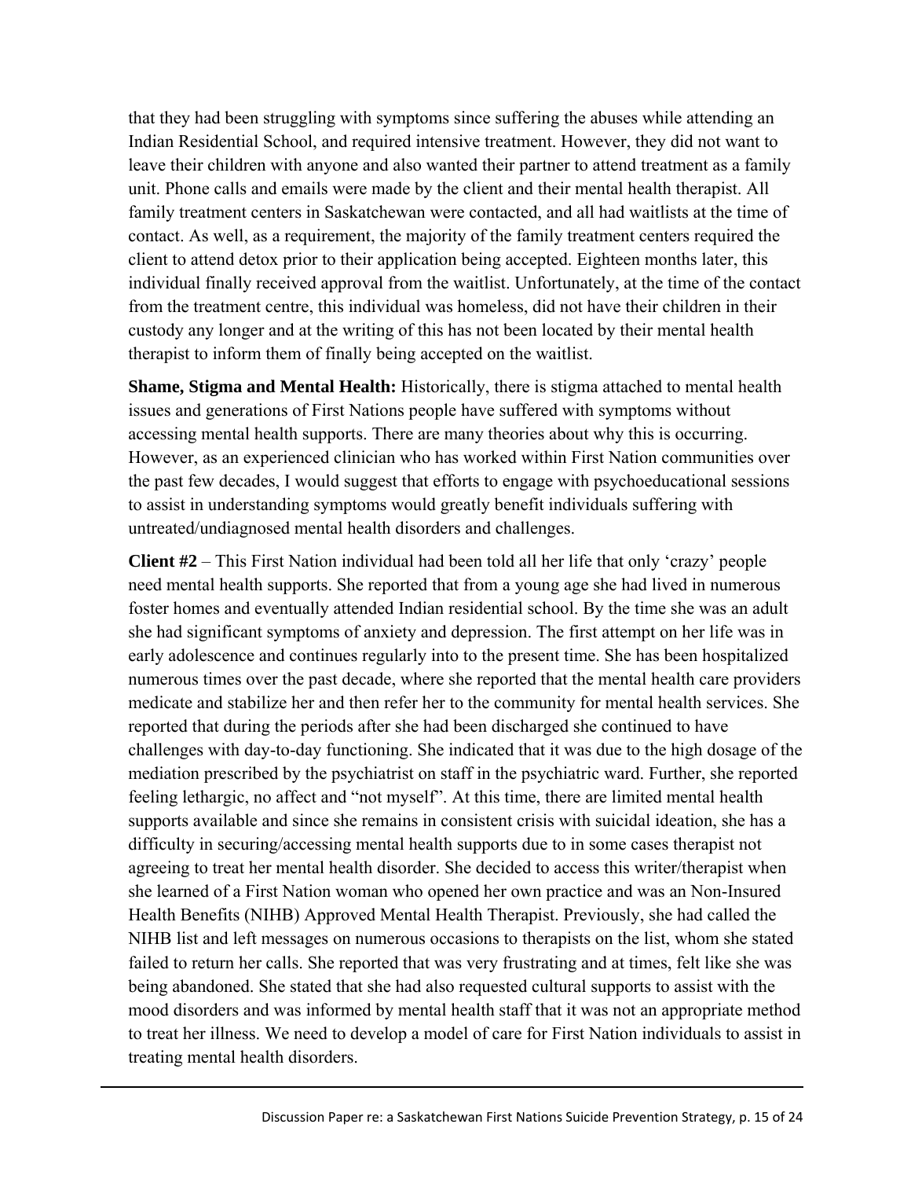that they had been struggling with symptoms since suffering the abuses while attending an Indian Residential School, and required intensive treatment. However, they did not want to leave their children with anyone and also wanted their partner to attend treatment as a family unit. Phone calls and emails were made by the client and their mental health therapist. All family treatment centers in Saskatchewan were contacted, and all had waitlists at the time of contact. As well, as a requirement, the majority of the family treatment centers required the client to attend detox prior to their application being accepted. Eighteen months later, this individual finally received approval from the waitlist. Unfortunately, at the time of the contact from the treatment centre, this individual was homeless, did not have their children in their custody any longer and at the writing of this has not been located by their mental health therapist to inform them of finally being accepted on the waitlist.

**Shame, Stigma and Mental Health:** Historically, there is stigma attached to mental health issues and generations of First Nations people have suffered with symptoms without accessing mental health supports. There are many theories about why this is occurring. However, as an experienced clinician who has worked within First Nation communities over the past few decades, I would suggest that efforts to engage with psychoeducational sessions to assist in understanding symptoms would greatly benefit individuals suffering with untreated/undiagnosed mental health disorders and challenges.

**Client #2** – This First Nation individual had been told all her life that only 'crazy' people need mental health supports. She reported that from a young age she had lived in numerous foster homes and eventually attended Indian residential school. By the time she was an adult she had significant symptoms of anxiety and depression. The first attempt on her life was in early adolescence and continues regularly into to the present time. She has been hospitalized numerous times over the past decade, where she reported that the mental health care providers medicate and stabilize her and then refer her to the community for mental health services. She reported that during the periods after she had been discharged she continued to have challenges with day-to-day functioning. She indicated that it was due to the high dosage of the mediation prescribed by the psychiatrist on staff in the psychiatric ward. Further, she reported feeling lethargic, no affect and "not myself". At this time, there are limited mental health supports available and since she remains in consistent crisis with suicidal ideation, she has a difficulty in securing/accessing mental health supports due to in some cases therapist not agreeing to treat her mental health disorder. She decided to access this writer/therapist when she learned of a First Nation woman who opened her own practice and was an Non-Insured Health Benefits (NIHB) Approved Mental Health Therapist. Previously, she had called the NIHB list and left messages on numerous occasions to therapists on the list, whom she stated failed to return her calls. She reported that was very frustrating and at times, felt like she was being abandoned. She stated that she had also requested cultural supports to assist with the mood disorders and was informed by mental health staff that it was not an appropriate method to treat her illness. We need to develop a model of care for First Nation individuals to assist in treating mental health disorders.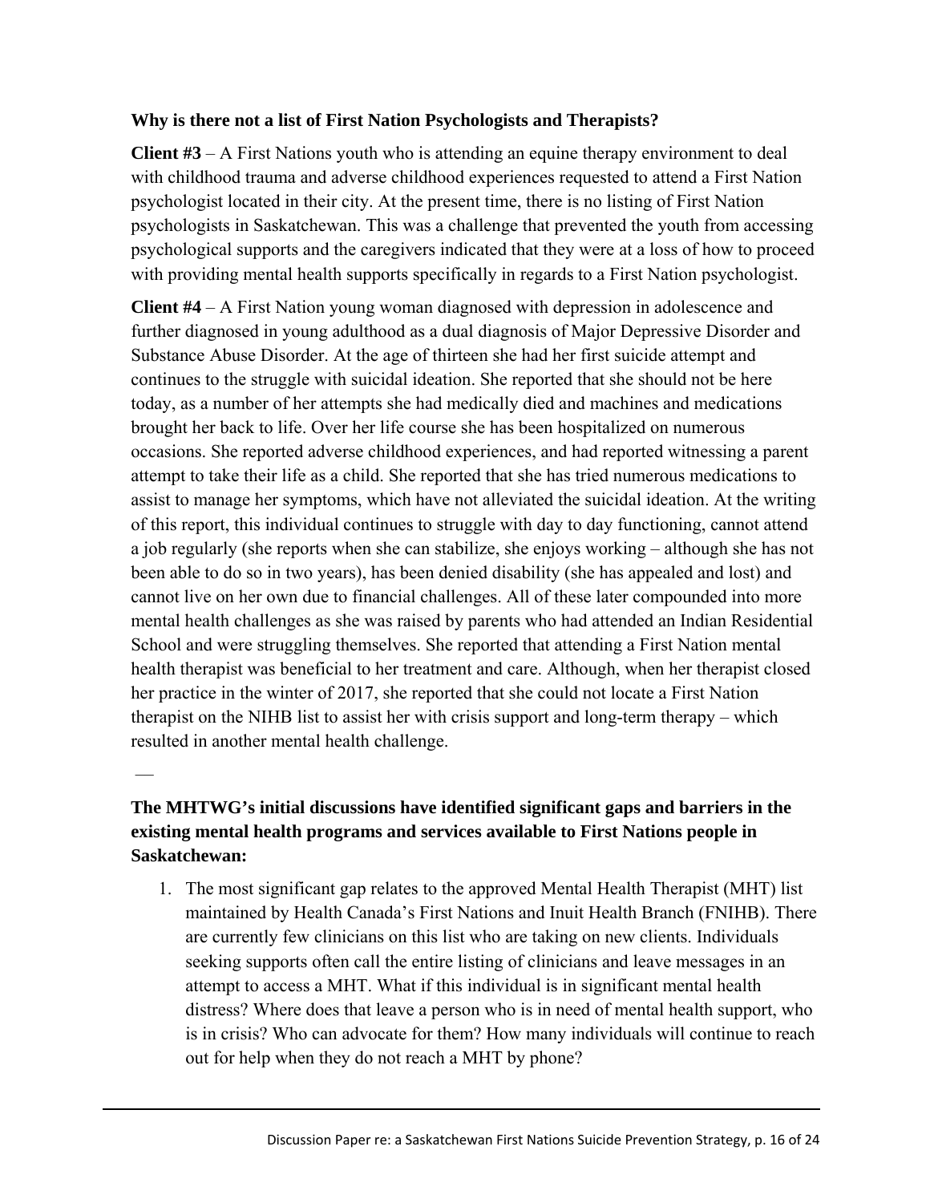**Why is there not a list of First Nation Psychologists and Therapists?**

**Client #3** – A First Nations youth who is attending an equine therapy environment to deal with childhood trauma and adverse childhood experiences requested to attend a First Nation psychologist located in their city. At the present time, there is no listing of First Nation psychologists in Saskatchewan. This was a challenge that prevented the youth from accessing psychological supports and the caregivers indicated that they were at a loss of how to proceed with providing mental health supports specifically in regards to a First Nation psychologist.

**Client #4** – A First Nation young woman diagnosed with depression in adolescence and further diagnosed in young adulthood as a dual diagnosis of Major Depressive Disorder and Substance Abuse Disorder. At the age of thirteen she had her first suicide attempt and continues to the struggle with suicidal ideation. She reported that she should not be here today, as a number of her attempts she had medically died and machines and medications brought her back to life. Over her life course she has been hospitalized on numerous occasions. She reported adverse childhood experiences, and had reported witnessing a parent attempt to take their life as a child. She reported that she has tried numerous medications to assist to manage her symptoms, which have not alleviated the suicidal ideation. At the writing of this report, this individual continues to struggle with day to day functioning, cannot attend a job regularly (she reports when she can stabilize, she enjoys working – although she has not been able to do so in two years), has been denied disability (she has appealed and lost) and cannot live on her own due to financial challenges. All of these later compounded into more mental health challenges as she was raised by parents who had attended an Indian Residential School and were struggling themselves. She reported that attending a First Nation mental health therapist was beneficial to her treatment and care. Although, when her therapist closed her practice in the winter of 2017, she reported that she could not locate a First Nation therapist on the NIHB list to assist her with crisis support and long-term therapy – which resulted in another mental health challenge.

—

**The MHTWG's initial discussions have identified significant gaps and barriers in the existing mental health programs and services available to First Nations people in Saskatchewan:**

1. The most significant gap relates to the approved Mental Health Therapist (MHT) list maintained by Health Canada's First Nations and Inuit Health Branch (FNIHB). There are currently few clinicians on this list who are taking on new clients. Individuals seeking supports often call the entire listing of clinicians and leave messages in an attempt to access a MHT. What if this individual is in significant mental health distress? Where does that leave a person who is in need of mental health support, who is in crisis? Who can advocate for them? How many individuals will continue to reach out for help when they do not reach a MHT by phone?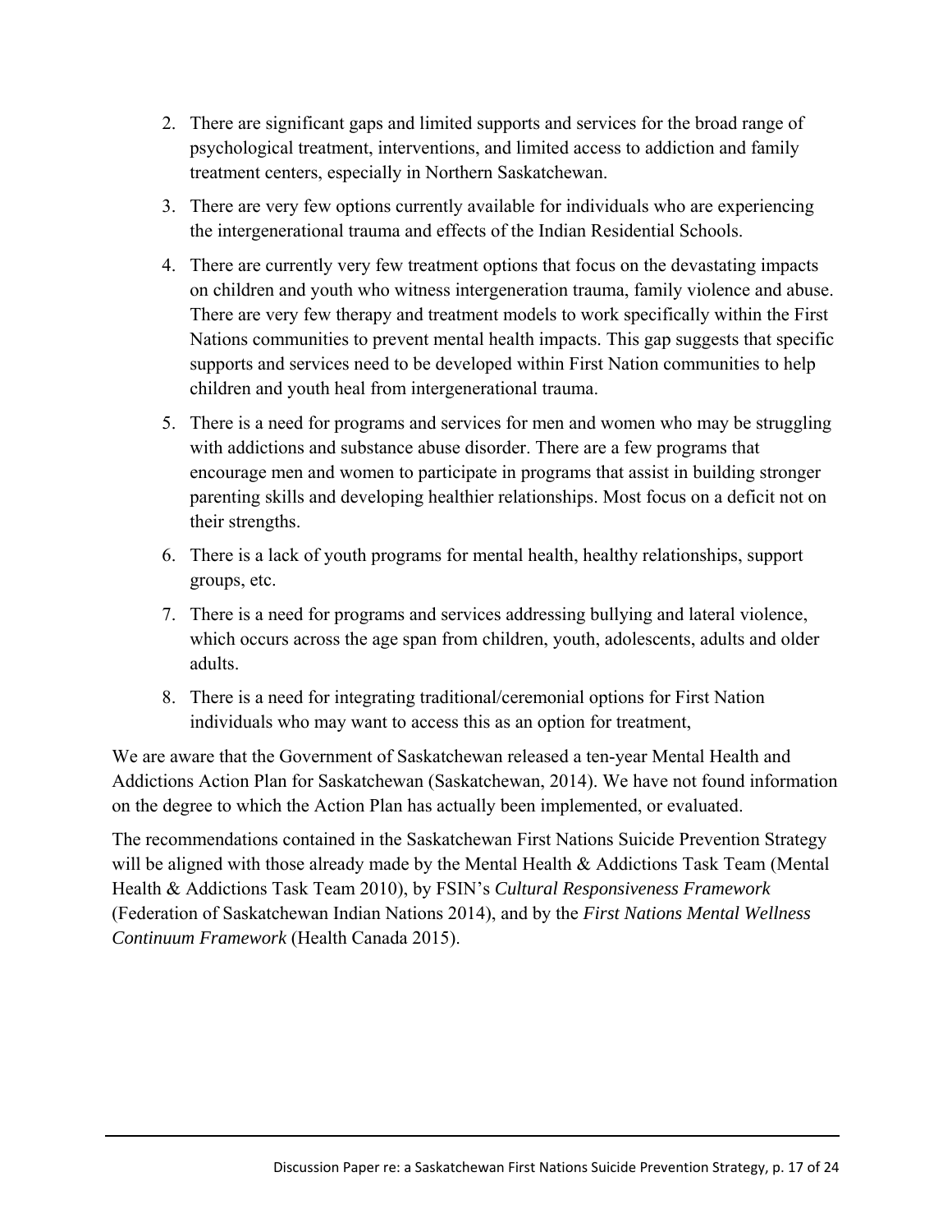2. There are significant gaps and limited supports and services for the broad range of psychological treatment, interventions, and limited access to addiction and family treatment centers, especially in Northern Saskatchewan.
3. There are very few options currently available for individuals who are experiencing the intergenerational trauma and effects of the Indian Residential Schools.
4. There are currently very few treatment options that focus on the devastating impacts on children and youth who witness intergeneration trauma, family violence and abuse. There are very few therapy and treatment models to work specifically within the First Nations communities to prevent mental health impacts. This gap suggests that specific supports and services need to be developed within First Nation communities to help children and youth heal from intergenerational trauma.
5. There is a need for programs and services for men and women who may be struggling with addictions and substance abuse disorder. There are a few programs that encourage men and women to participate in programs that assist in building stronger parenting skills and developing healthier relationships. Most focus on a deficit not on their strengths.
6. There is a lack of youth programs for mental health, healthy relationships, support groups, etc.
7. There is a need for programs and services addressing bullying and lateral violence, which occurs across the age span from children, youth, adolescents, adults and older adults.
8. There is a need for integrating traditional/ceremonial options for First Nation individuals who may want to access this as an option for treatment,

We are aware that the Government of Saskatchewan released a ten-year Mental Health and Addictions Action Plan for Saskatchewan (Saskatchewan, 2014). We have not found information on the degree to which the Action Plan has actually been implemented, or evaluated.

The recommendations contained in the Saskatchewan First Nations Suicide Prevention Strategy will be aligned with those already made by the Mental Health & Addictions Task Team (Mental Health & Addictions Task Team 2010), by FSIN's *Cultural Responsiveness Framework* (Federation of Saskatchewan Indian Nations 2014), and by the *First Nations Mental Wellness Continuum Framework* (Health Canada 2015).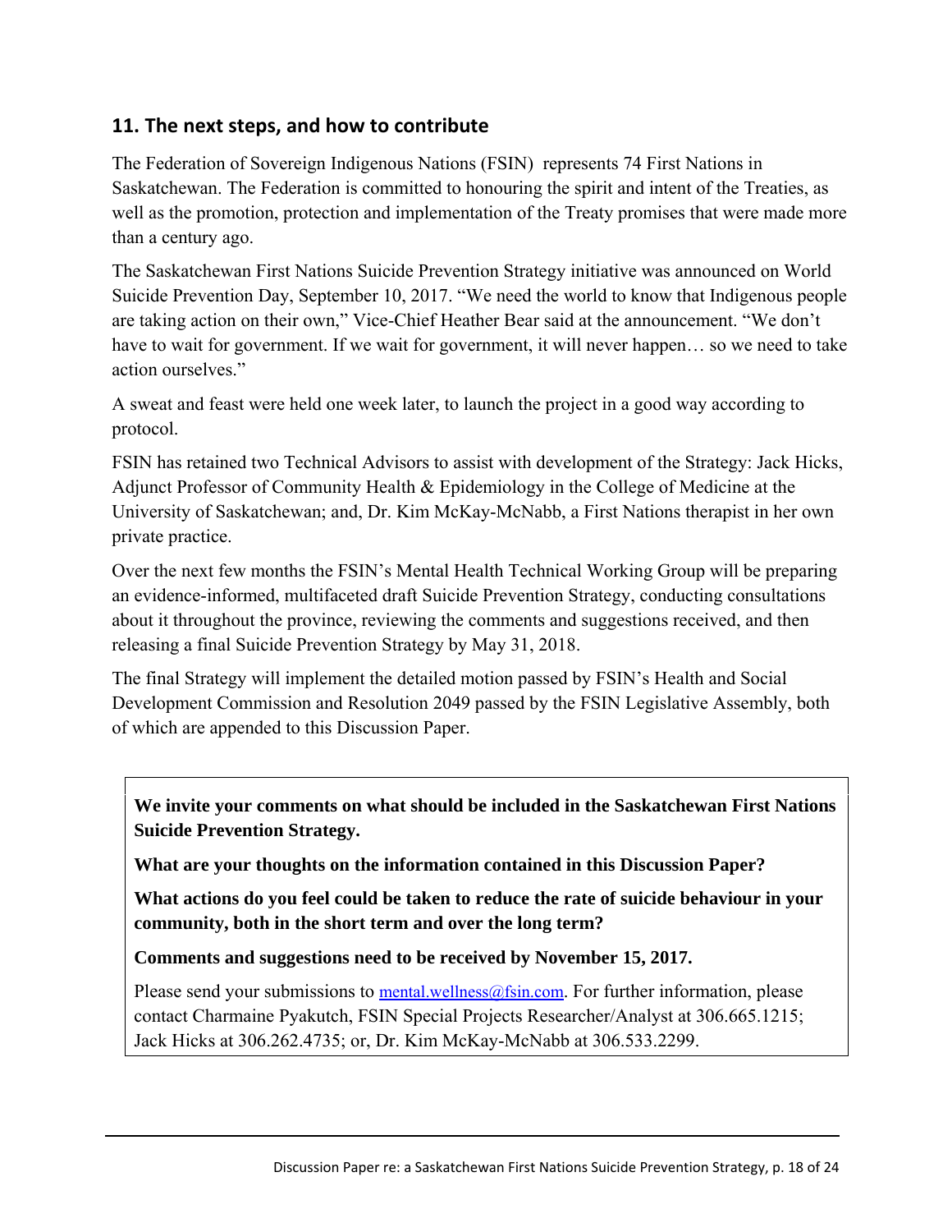## 11. The next steps, and how to contribute

The Federation of Sovereign Indigenous Nations (FSIN) represents 74 First Nations in Saskatchewan. The Federation is committed to honouring the spirit and intent of the Treaties, as well as the promotion, protection and implementation of the Treaty promises that were made more than a century ago.

The Saskatchewan First Nations Suicide Prevention Strategy initiative was announced on World Suicide Prevention Day, September 10, 2017. "We need the world to know that Indigenous people are taking action on their own," Vice-Chief Heather Bear said at the announcement. "We don't have to wait for government. If we wait for government, it will never happen… so we need to take action ourselves."

A sweat and feast were held one week later, to launch the project in a good way according to protocol.

FSIN has retained two Technical Advisors to assist with development of the Strategy: Jack Hicks, Adjunct Professor of Community Health & Epidemiology in the College of Medicine at the University of Saskatchewan; and, Dr. Kim McKay-McNabb, a First Nations therapist in her own private practice.

Over the next few months the FSIN's Mental Health Technical Working Group will be preparing an evidence-informed, multifaceted draft Suicide Prevention Strategy, conducting consultations about it throughout the province, reviewing the comments and suggestions received, and then releasing a final Suicide Prevention Strategy by May 31, 2018.

The final Strategy will implement the detailed motion passed by FSIN's Health and Social Development Commission and Resolution 2049 passed by the FSIN Legislative Assembly, both of which are appended to this Discussion Paper.

**We invite your comments on what should be included in the Saskatchewan First Nations Suicide Prevention Strategy.**

**What are your thoughts on the information contained in this Discussion Paper?**

**What actions do you feel could be taken to reduce the rate of suicide behaviour in your community, both in the short term and over the long term?**

**Comments and suggestions need to be received by November 15, 2017.**

Please send your submissions to mental.wellness@fsin.com. For further information, please contact Charmaine Pyakutch, FSIN Special Projects Researcher/Analyst at 306.665.1215; Jack Hicks at 306.262.4735; or, Dr. Kim McKay-McNabb at 306.533.2299.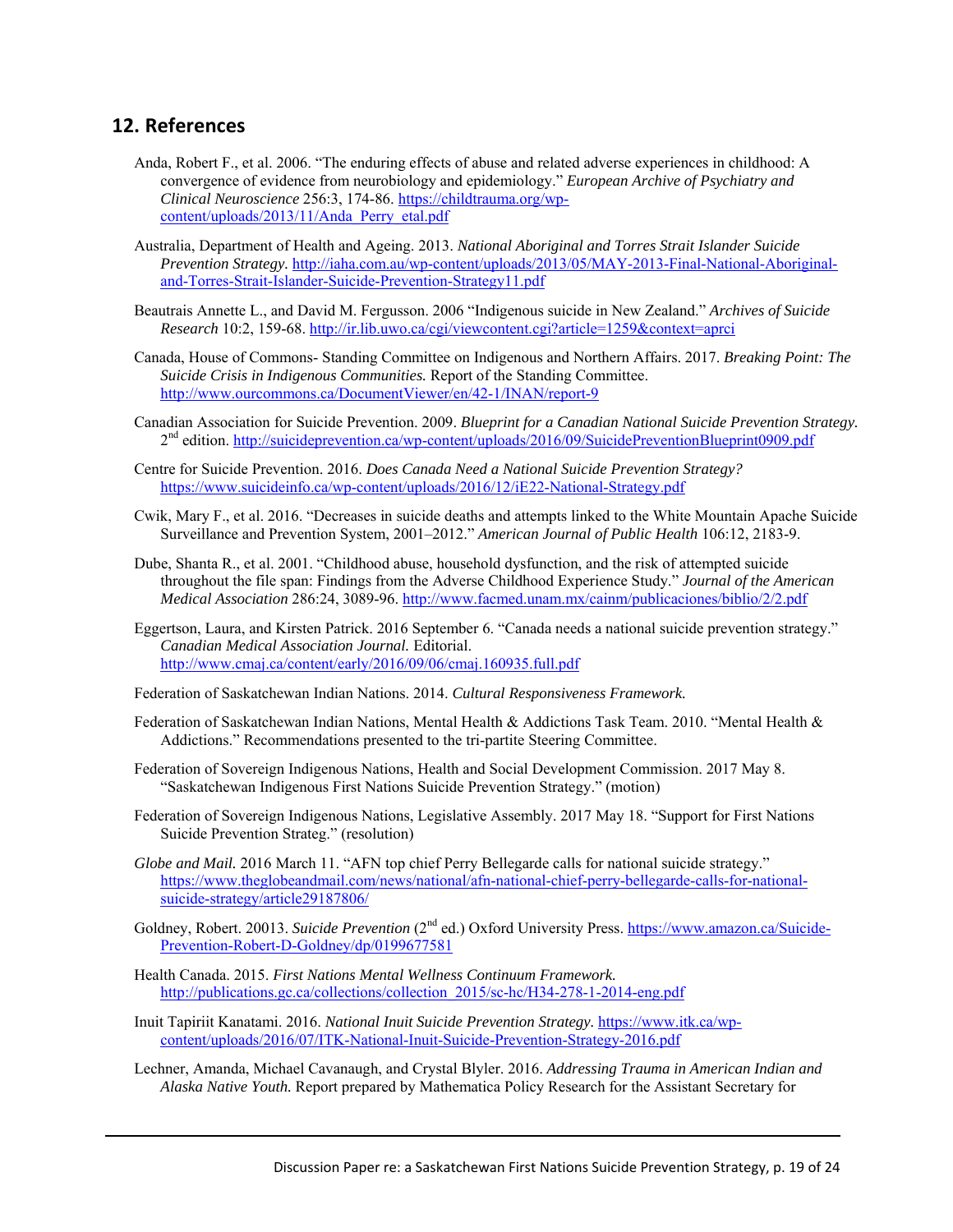## 12. References

Anda, Robert F., et al. 2006. "The enduring effects of abuse and related adverse experiences in childhood: A convergence of evidence from neurobiology and epidemiology." *European Archive of Psychiatry and Clinical Neuroscience* 256:3, 174-86. https://childtrauma.org/wp-content/uploads/2013/11/Anda_Perry_etal.pdf

Australia, Department of Health and Ageing. 2013. *National Aboriginal and Torres Strait Islander Suicide Prevention Strategy.* http://iaha.com.au/wp-content/uploads/2013/05/MAY-2013-Final-National-Aboriginal-and-Torres-Strait-Islander-Suicide-Prevention-Strategy11.pdf

Beautrais Annette L., and David M. Fergusson. 2006 "Indigenous suicide in New Zealand." *Archives of Suicide Research* 10:2, 159-68. http://ir.lib.uwo.ca/cgi/viewcontent.cgi?article=1259&context=aprci

Canada, House of Commons- Standing Committee on Indigenous and Northern Affairs. 2017. *Breaking Point: The Suicide Crisis in Indigenous Communities.* Report of the Standing Committee. http://www.ourcommons.ca/DocumentViewer/en/42-1/INAN/report-9

Canadian Association for Suicide Prevention. 2009. *Blueprint for a Canadian National Suicide Prevention Strategy.* 2nd edition. http://suicideprevention.ca/wp-content/uploads/2016/09/SuicidePreventionBlueprint0909.pdf

Centre for Suicide Prevention. 2016. *Does Canada Need a National Suicide Prevention Strategy?* https://www.suicideinfo.ca/wp-content/uploads/2016/12/iE22-National-Strategy.pdf

Cwik, Mary F., et al. 2016. "Decreases in suicide deaths and attempts linked to the White Mountain Apache Suicide Surveillance and Prevention System, 2001–2012." *American Journal of Public Health* 106:12, 2183-9.

Dube, Shanta R., et al. 2001. "Childhood abuse, household dysfunction, and the risk of attempted suicide throughout the file span: Findings from the Adverse Childhood Experience Study." *Journal of the American Medical Association* 286:24, 3089-96. http://www.facmed.unam.mx/cainm/publicaciones/biblio/2/2.pdf

Eggertson, Laura, and Kirsten Patrick. 2016 September 6. "Canada needs a national suicide prevention strategy." *Canadian Medical Association Journal.* Editorial. http://www.cmaj.ca/content/early/2016/09/06/cmaj.160935.full.pdf

Federation of Saskatchewan Indian Nations. 2014. *Cultural Responsiveness Framework.*

Federation of Saskatchewan Indian Nations, Mental Health & Addictions Task Team. 2010. "Mental Health & Addictions." Recommendations presented to the tri-partite Steering Committee.

Federation of Sovereign Indigenous Nations, Health and Social Development Commission. 2017 May 8. "Saskatchewan Indigenous First Nations Suicide Prevention Strategy." (motion)

Federation of Sovereign Indigenous Nations, Legislative Assembly. 2017 May 18. "Support for First Nations Suicide Prevention Strateg." (resolution)

*Globe and Mail.* 2016 March 11. "AFN top chief Perry Bellegarde calls for national suicide strategy." https://www.theglobeandmail.com/news/national/afn-national-chief-perry-bellegarde-calls-for-national-suicide-strategy/article29187806/

Goldney, Robert. 20013. *Suicide Prevention* (2nd ed.) Oxford University Press. https://www.amazon.ca/Suicide-Prevention-Robert-D-Goldney/dp/0199677581

Health Canada. 2015. *First Nations Mental Wellness Continuum Framework.* http://publications.gc.ca/collections/collection_2015/sc-hc/H34-278-1-2014-eng.pdf

Inuit Tapiriit Kanatami. 2016. *National Inuit Suicide Prevention Strategy.* https://www.itk.ca/wp-content/uploads/2016/07/ITK-National-Inuit-Suicide-Prevention-Strategy-2016.pdf

Lechner, Amanda, Michael Cavanaugh, and Crystal Blyler. 2016. *Addressing Trauma in American Indian and Alaska Native Youth.* Report prepared by Mathematica Policy Research for the Assistant Secretary for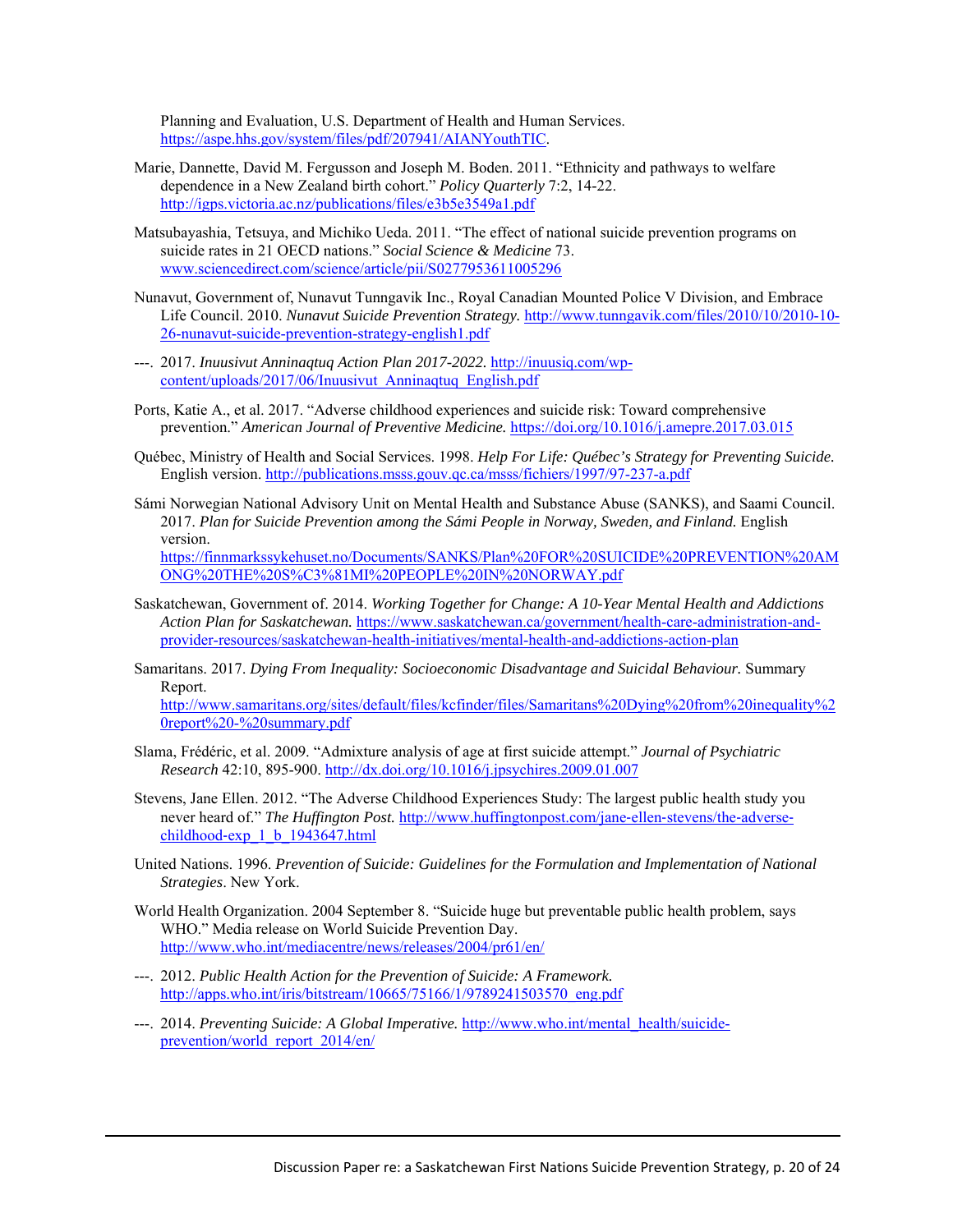Planning and Evaluation, U.S. Department of Health and Human Services. https://aspe.hhs.gov/system/files/pdf/207941/AIANYouthTIC.

Marie, Dannette, David M. Fergusson and Joseph M. Boden. 2011. "Ethnicity and pathways to welfare dependence in a New Zealand birth cohort." *Policy Quarterly* 7:2, 14-22. http://igps.victoria.ac.nz/publications/files/e3b5e3549a1.pdf

Matsubayashia, Tetsuya, and Michiko Ueda. 2011. "The effect of national suicide prevention programs on suicide rates in 21 OECD nations." *Social Science & Medicine* 73. www.sciencedirect.com/science/article/pii/S0277953611005296

Nunavut, Government of, Nunavut Tunngavik Inc., Royal Canadian Mounted Police V Division, and Embrace Life Council. 2010. *Nunavut Suicide Prevention Strategy.* http://www.tunngavik.com/files/2010/10/2010-10-26-nunavut-suicide-prevention-strategy-english1.pdf

---. 2017. *Inuusivut Anninaqtuq Action Plan 2017-2022.* http://inuusiq.com/wp-content/uploads/2017/06/Inuusivut_Anninaqtuq_English.pdf

Ports, Katie A., et al. 2017. "Adverse childhood experiences and suicide risk: Toward comprehensive prevention." *American Journal of Preventive Medicine.* https://doi.org/10.1016/j.amepre.2017.03.015

Québec, Ministry of Health and Social Services. 1998. *Help For Life: Québec's Strategy for Preventing Suicide.* English version. http://publications.msss.gouv.qc.ca/msss/fichiers/1997/97-237-a.pdf

Sámi Norwegian National Advisory Unit on Mental Health and Substance Abuse (SANKS), and Saami Council. 2017. *Plan for Suicide Prevention among the Sámi People in Norway, Sweden, and Finland.* English version. https://finnmarkssykehuset.no/Documents/SANKS/Plan%20FOR%20SUICIDE%20PREVENTION%20AMONG%20THE%20S%C3%81MI%20PEOPLE%20IN%20NORWAY.pdf

Saskatchewan, Government of. 2014. *Working Together for Change: A 10-Year Mental Health and Addictions Action Plan for Saskatchewan.* https://www.saskatchewan.ca/government/health-care-administration-and-provider-resources/saskatchewan-health-initiatives/mental-health-and-addictions-action-plan

Samaritans. 2017. *Dying From Inequality: Socioeconomic Disadvantage and Suicidal Behaviour.* Summary Report. http://www.samaritans.org/sites/default/files/kcfinder/files/Samaritans%20Dying%20from%20inequality%20report%20-%20summary.pdf

Slama, Frédéric, et al. 2009. "Admixture analysis of age at first suicide attempt." *Journal of Psychiatric Research* 42:10, 895-900. http://dx.doi.org/10.1016/j.jpsychires.2009.01.007

Stevens, Jane Ellen. 2012. "The Adverse Childhood Experiences Study: The largest public health study you never heard of." *The Huffington Post.* http://www.huffingtonpost.com/jane-ellen-stevens/the-adverse-childhood-exp_1_b_1943647.html

United Nations. 1996. *Prevention of Suicide: Guidelines for the Formulation and Implementation of National Strategies*. New York.

World Health Organization. 2004 September 8. "Suicide huge but preventable public health problem, says WHO." Media release on World Suicide Prevention Day. http://www.who.int/mediacentre/news/releases/2004/pr61/en/

---. 2012. *Public Health Action for the Prevention of Suicide: A Framework.* http://apps.who.int/iris/bitstream/10665/75166/1/9789241503570_eng.pdf

---. 2014. *Preventing Suicide: A Global Imperative.* http://www.who.int/mental_health/suicide-prevention/world_report_2014/en/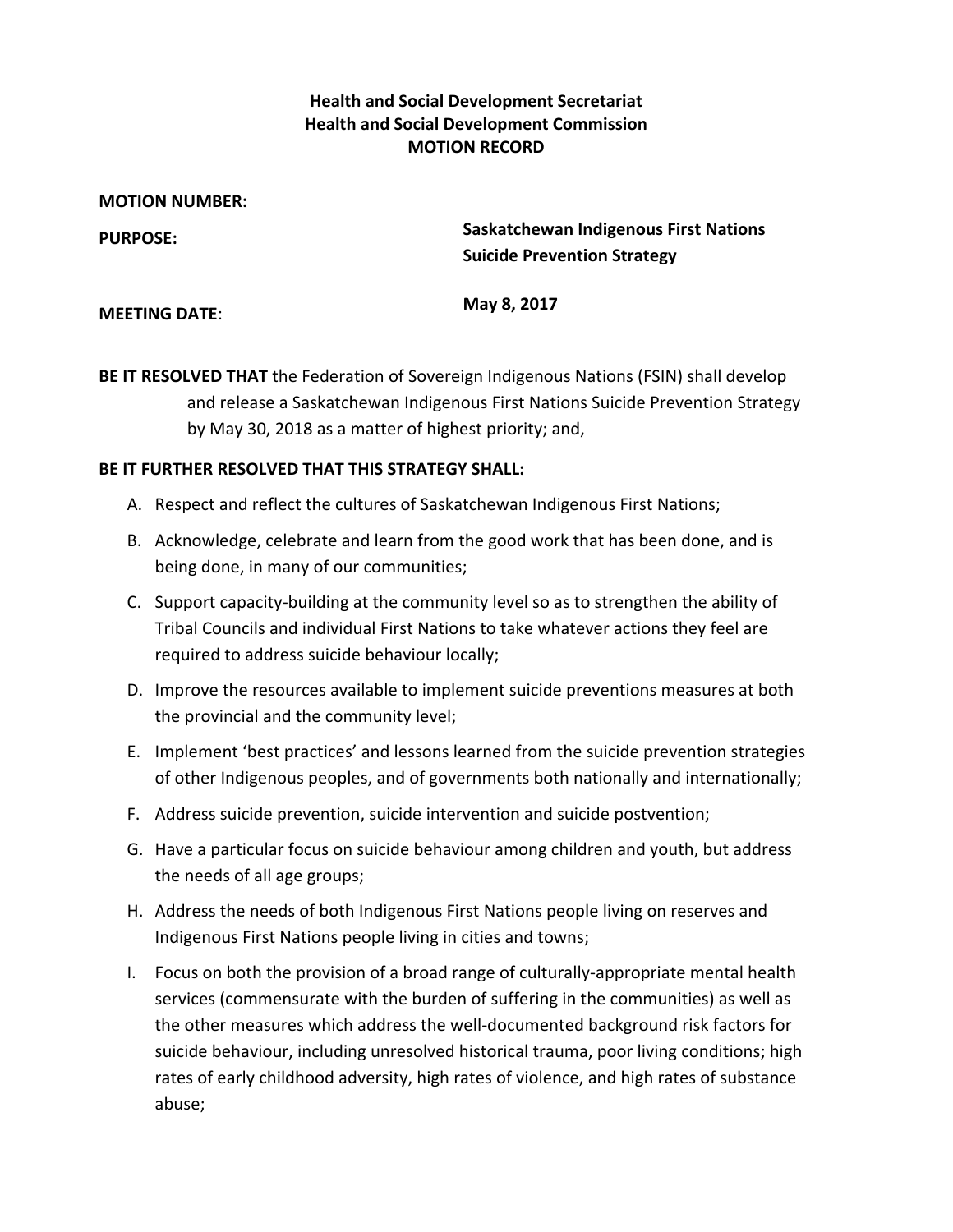**Health and Social Development Secretariat**
**Health and Social Development Commission**
**MOTION RECORD**

**MOTION NUMBER:**

**PURPOSE:** **Saskatchewan Indigenous First Nations Suicide Prevention Strategy**

**MEETING DATE**: **May 8, 2017**

**BE IT RESOLVED THAT** the Federation of Sovereign Indigenous Nations (FSIN) shall develop and release a Saskatchewan Indigenous First Nations Suicide Prevention Strategy by May 30, 2018 as a matter of highest priority; and,

**BE IT FURTHER RESOLVED THAT THIS STRATEGY SHALL:**

A. Respect and reflect the cultures of Saskatchewan Indigenous First Nations;

B. Acknowledge, celebrate and learn from the good work that has been done, and is being done, in many of our communities;

C. Support capacity-building at the community level so as to strengthen the ability of Tribal Councils and individual First Nations to take whatever actions they feel are required to address suicide behaviour locally;

D. Improve the resources available to implement suicide preventions measures at both the provincial and the community level;

E. Implement 'best practices' and lessons learned from the suicide prevention strategies of other Indigenous peoples, and of governments both nationally and internationally;

F. Address suicide prevention, suicide intervention and suicide postvention;

G. Have a particular focus on suicide behaviour among children and youth, but address the needs of all age groups;

H. Address the needs of both Indigenous First Nations people living on reserves and Indigenous First Nations people living in cities and towns;

I. Focus on both the provision of a broad range of culturally-appropriate mental health services (commensurate with the burden of suffering in the communities) as well as the other measures which address the well-documented background risk factors for suicide behaviour, including unresolved historical trauma, poor living conditions; high rates of early childhood adversity, high rates of violence, and high rates of substance abuse;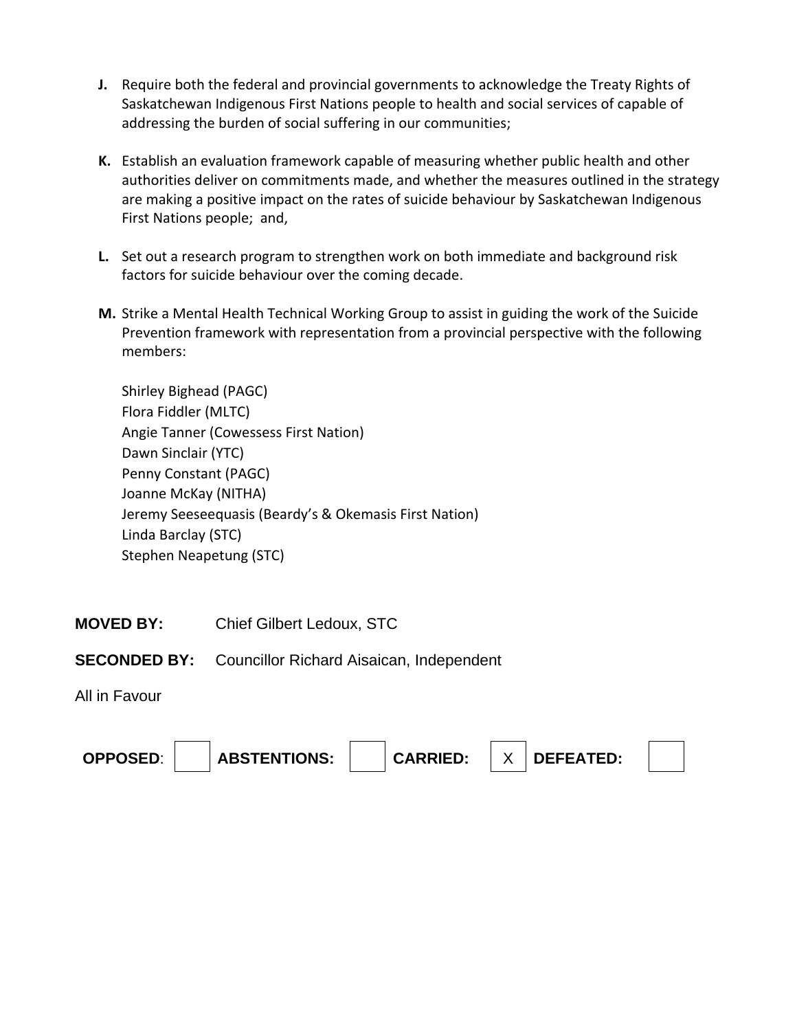**J.** Require both the federal and provincial governments to acknowledge the Treaty Rights of Saskatchewan Indigenous First Nations people to health and social services of capable of addressing the burden of social suffering in our communities;

**K.** Establish an evaluation framework capable of measuring whether public health and other authorities deliver on commitments made, and whether the measures outlined in the strategy are making a positive impact on the rates of suicide behaviour by Saskatchewan Indigenous First Nations people; and,

**L.** Set out a research program to strengthen work on both immediate and background risk factors for suicide behaviour over the coming decade.

**M.** Strike a Mental Health Technical Working Group to assist in guiding the work of the Suicide Prevention framework with representation from a provincial perspective with the following members:

Shirley Bighead (PAGC)
Flora Fiddler (MLTC)
Angie Tanner (Cowessess First Nation)
Dawn Sinclair (YTC)
Penny Constant (PAGC)
Joanne McKay (NITHA)
Jeremy Seeseequasis (Beardy's & Okemasis First Nation)
Linda Barclay (STC)
Stephen Neapetung (STC)

**MOVED BY:** Chief Gilbert Ledoux, STC

**SECONDED BY:** Councillor Richard Aisaican, Independent

All in Favour

| **OPPOSED**: | | **ABSTENTIONS:** | | **CARRIED:** | X | **DEFEATED:** | |
|---|---|---|---|---|---|---|---|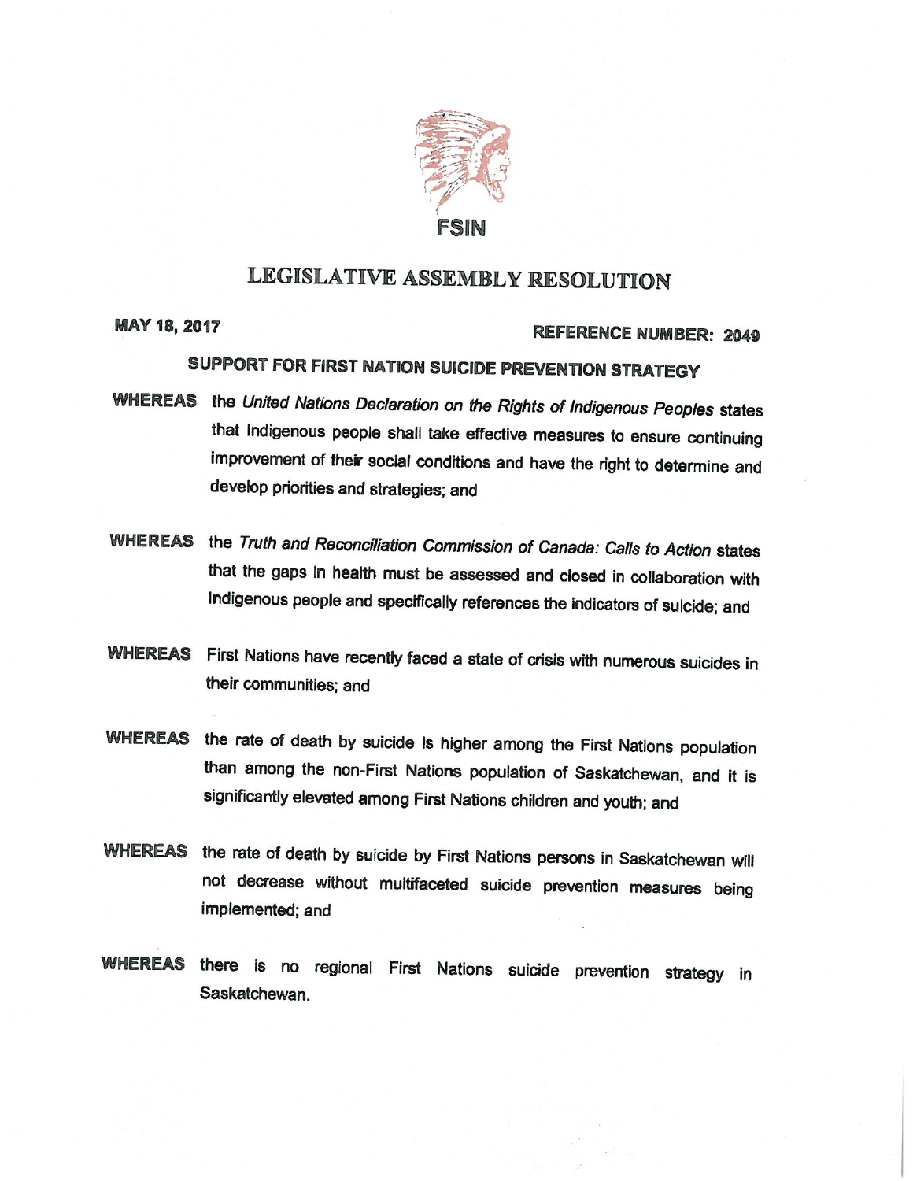FSIN

# LEGISLATIVE ASSEMBLY RESOLUTION

**MAY 18, 2017** **REFERENCE NUMBER: 2049**

## SUPPORT FOR FIRST NATION SUICIDE PREVENTION STRATEGY

**WHEREAS** the *United Nations Declaration on the Rights of Indigenous Peoples* states that Indigenous people shall take effective measures to ensure continuing improvement of their social conditions and have the right to determine and develop priorities and strategies; and

**WHEREAS** the *Truth and Reconciliation Commission of Canada: Calls to Action* states that the gaps in health must be assessed and closed in collaboration with Indigenous people and specifically references the indicators of suicide; and

**WHEREAS** First Nations have recently faced a state of crisis with numerous suicides in their communities; and

**WHEREAS** the rate of death by suicide is higher among the First Nations population than among the non-First Nations population of Saskatchewan, and it is significantly elevated among First Nations children and youth; and

**WHEREAS** the rate of death by suicide by First Nations persons in Saskatchewan will not decrease without multifaceted suicide prevention measures being implemented; and

**WHEREAS** there is no regional First Nations suicide prevention strategy in Saskatchewan.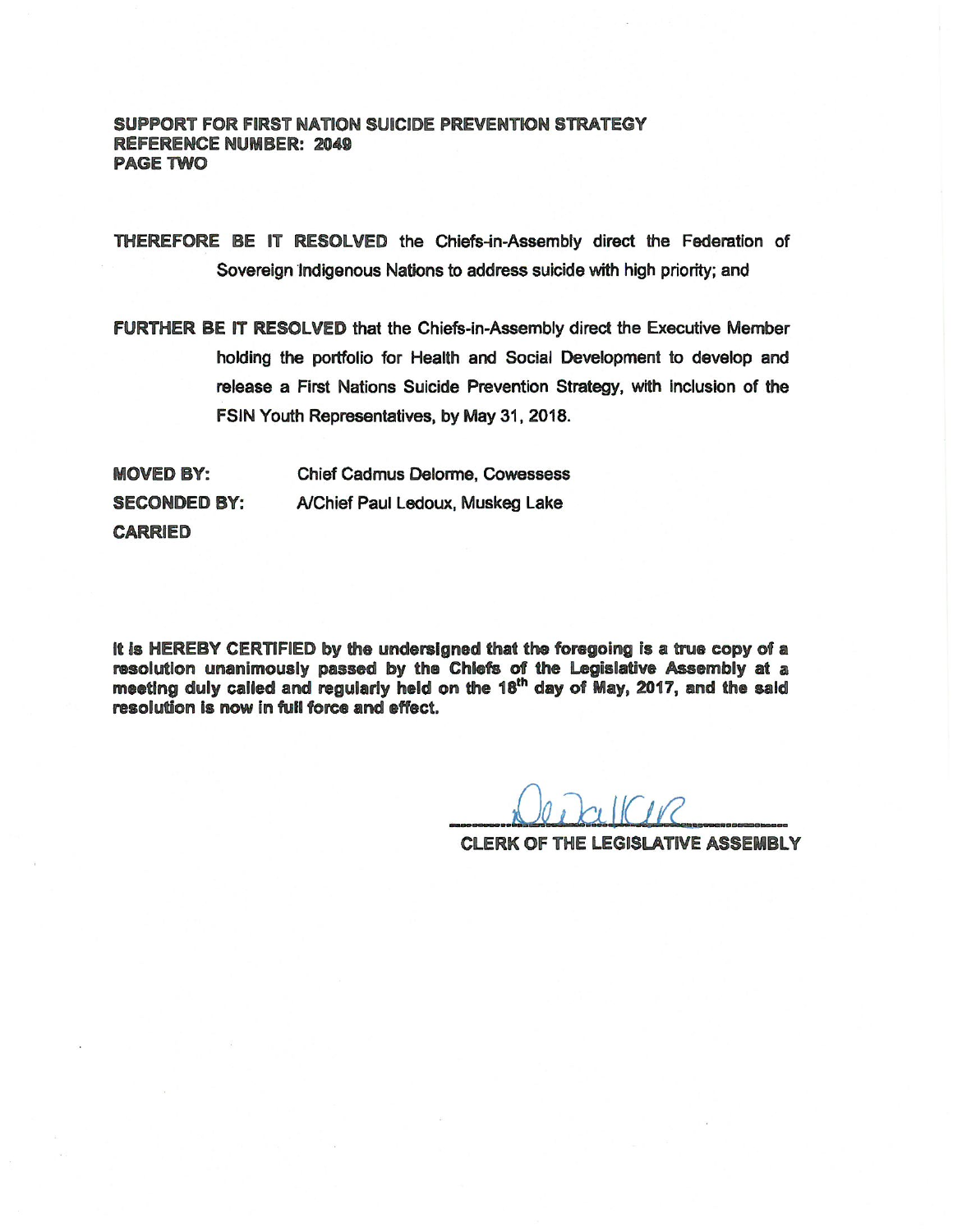**SUPPORT FOR FIRST NATION SUICIDE PREVENTION STRATEGY**
**REFERENCE NUMBER: 2049**
**PAGE TWO**

**THEREFORE BE IT RESOLVED** the Chiefs-in-Assembly direct the Federation of Sovereign Indigenous Nations to address suicide with high priority; and

**FURTHER BE IT RESOLVED** that the Chiefs-in-Assembly direct the Executive Member holding the portfolio for Health and Social Development to develop and release a First Nations Suicide Prevention Strategy, with inclusion of the FSIN Youth Representatives, by May 31, 2018.

**MOVED BY:** Chief Cadmus Delorme, Cowessess

**SECONDED BY:** A/Chief Paul Ledoux, Muskeg Lake

**CARRIED**

**It is HEREBY CERTIFIED by the undersigned that the foregoing is a true copy of a resolution unanimously passed by the Chiefs of the Legislative Assembly at a meeting duly called and regularly held on the 18th day of May, 2017, and the said resolution is now in full force and effect.**

**CLERK OF THE LEGISLATIVE ASSEMBLY**